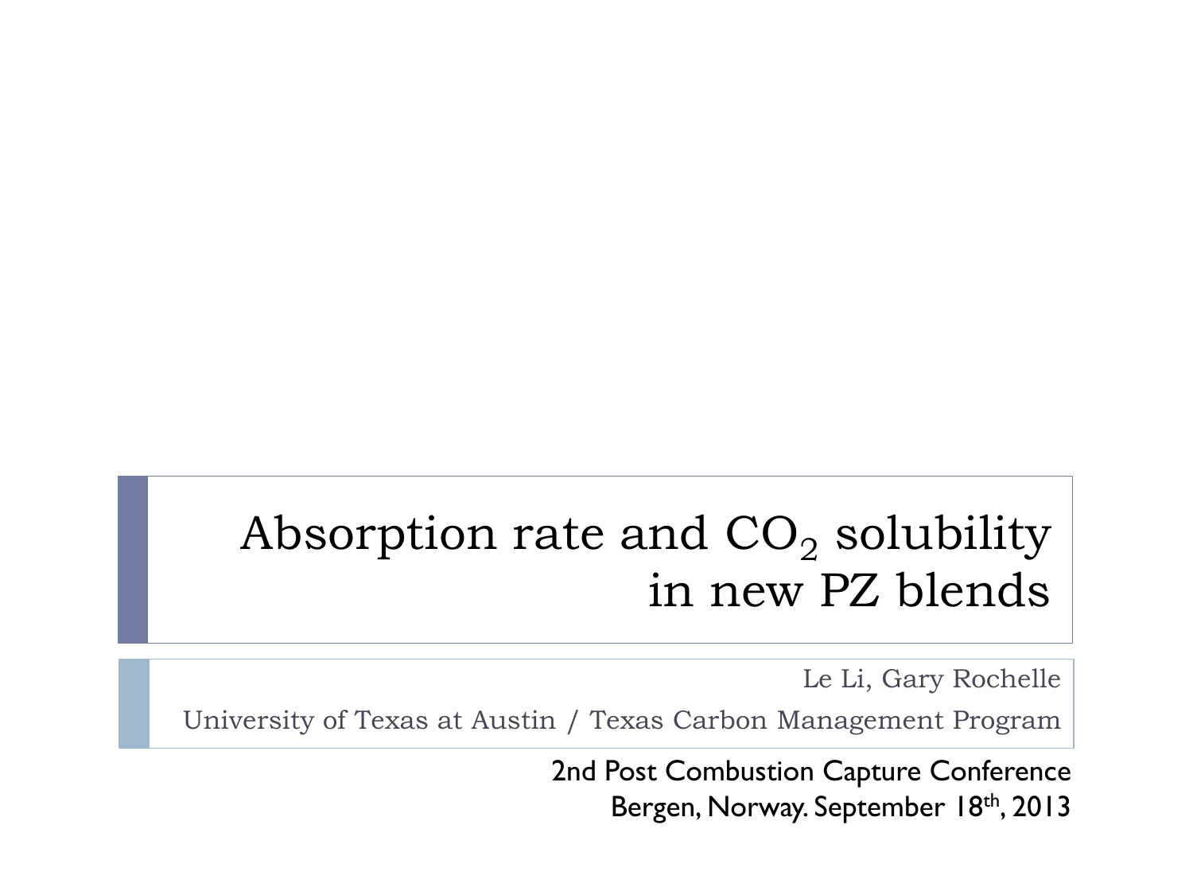# Absorption rate and $CO_2$ solubility in new PZ blends

Le Li, Gary Rochelle

University of Texas at Austin / Texas Carbon Management Program

2nd Post Combustion Capture Conference

Bergen, Norway. September 18th, 2013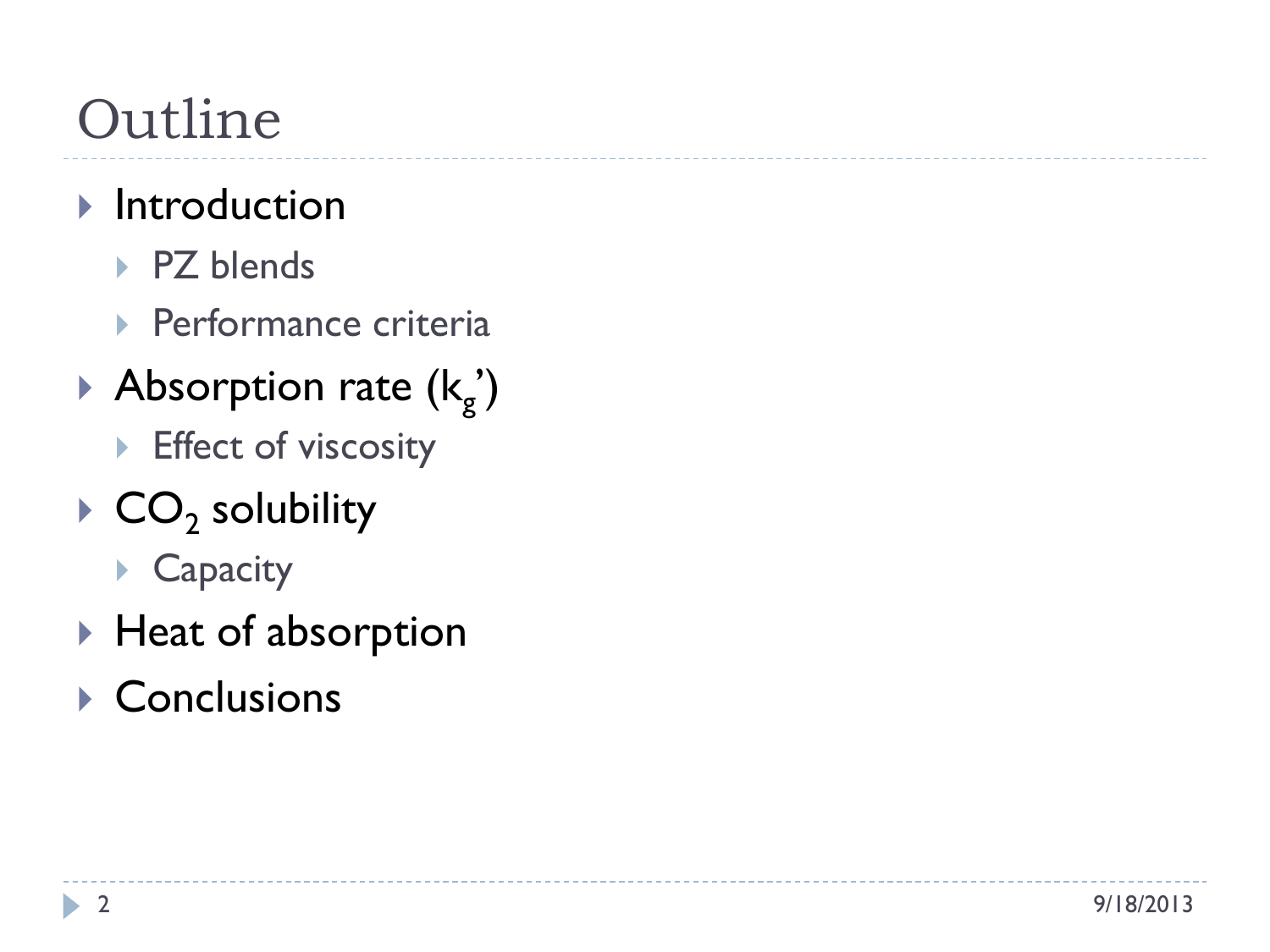# Outline

- Introduction
  - PZ blends
  - Performance criteria
- Absorption rate ($k_g$')
  - Effect of viscosity
- $CO_2$ solubility
  - Capacity
- Heat of absorption
- Conclusions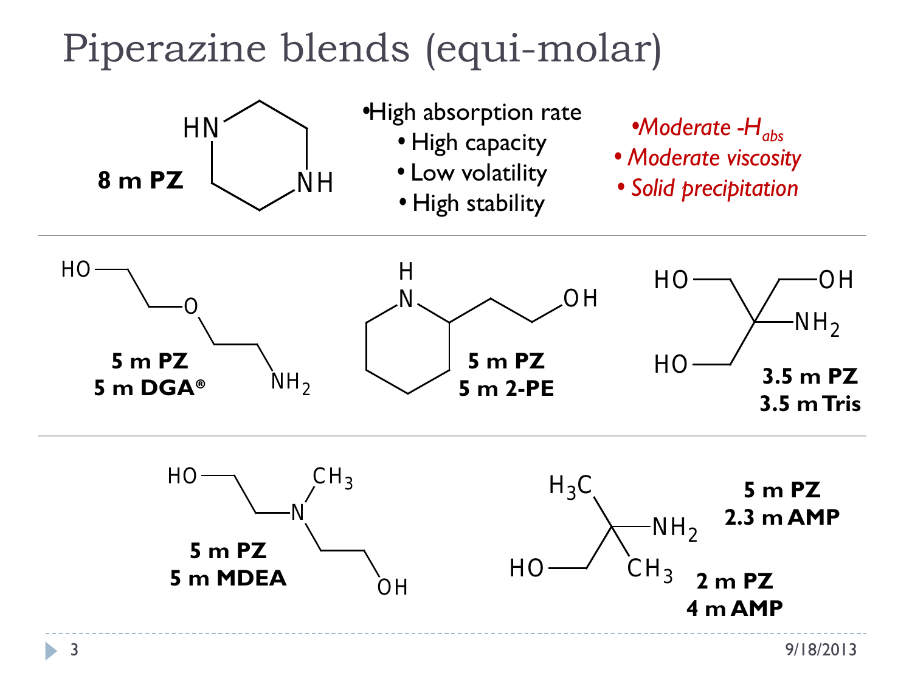# Piperazine blends (equi-molar)

**8 m PZ**

- High absorption rate
  - High capacity
  - Low volatility
  - High stability

- *Moderate -$H_{abs}$*
- *Moderate viscosity*
- *Solid precipitation*

**5 m PZ**
**5 m DGA®**

**5 m PZ**
**5 m 2-PE**

**3.5 m PZ**
**3.5 m Tris**

**5 m PZ**
**5 m MDEA**

**5 m PZ**
**2.3 m AMP**

**2 m PZ**
**4 m AMP**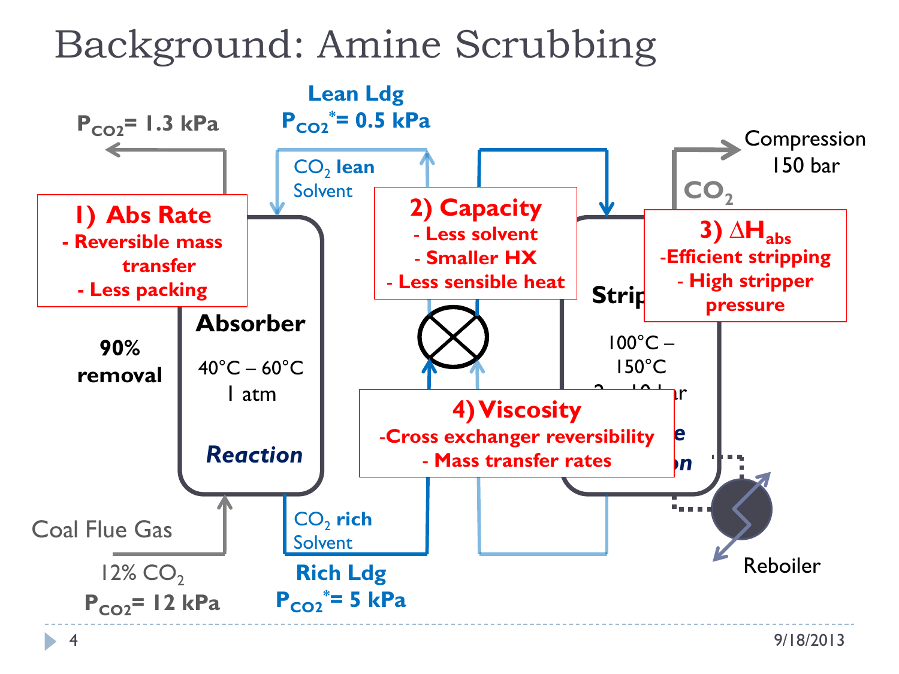# Background: Amine Scrubbing

$P_{CO_2}$= 1.3 kPa

**Lean Ldg**
**$P_{CO_2}^*$= 0.5 kPa**

$CO_2$ **lean** Solvent

Compression 150 bar

$CO_2$

**1) Abs Rate**
- Reversible mass transfer
- Less packing

**2) Capacity**
- Less solvent
- Smaller HX
- Less sensible heat

**3) $\Delta H_{abs}$**
- Efficient stripping
- High stripper pressure

**90% removal**

**Absorber**

40°C – 60°C
1 atm

***Reaction***

**Strip**

100°C –
150°C

**4) Viscosity**
- Cross exchanger reversibility
- Mass transfer rates

Coal Flue Gas

12% $CO_2$

**$P_{CO_2}$= 12 kPa**

$CO_2$ **rich** Solvent

**Rich Ldg**
**$P_{CO_2}^*$= 5 kPa**

Reboiler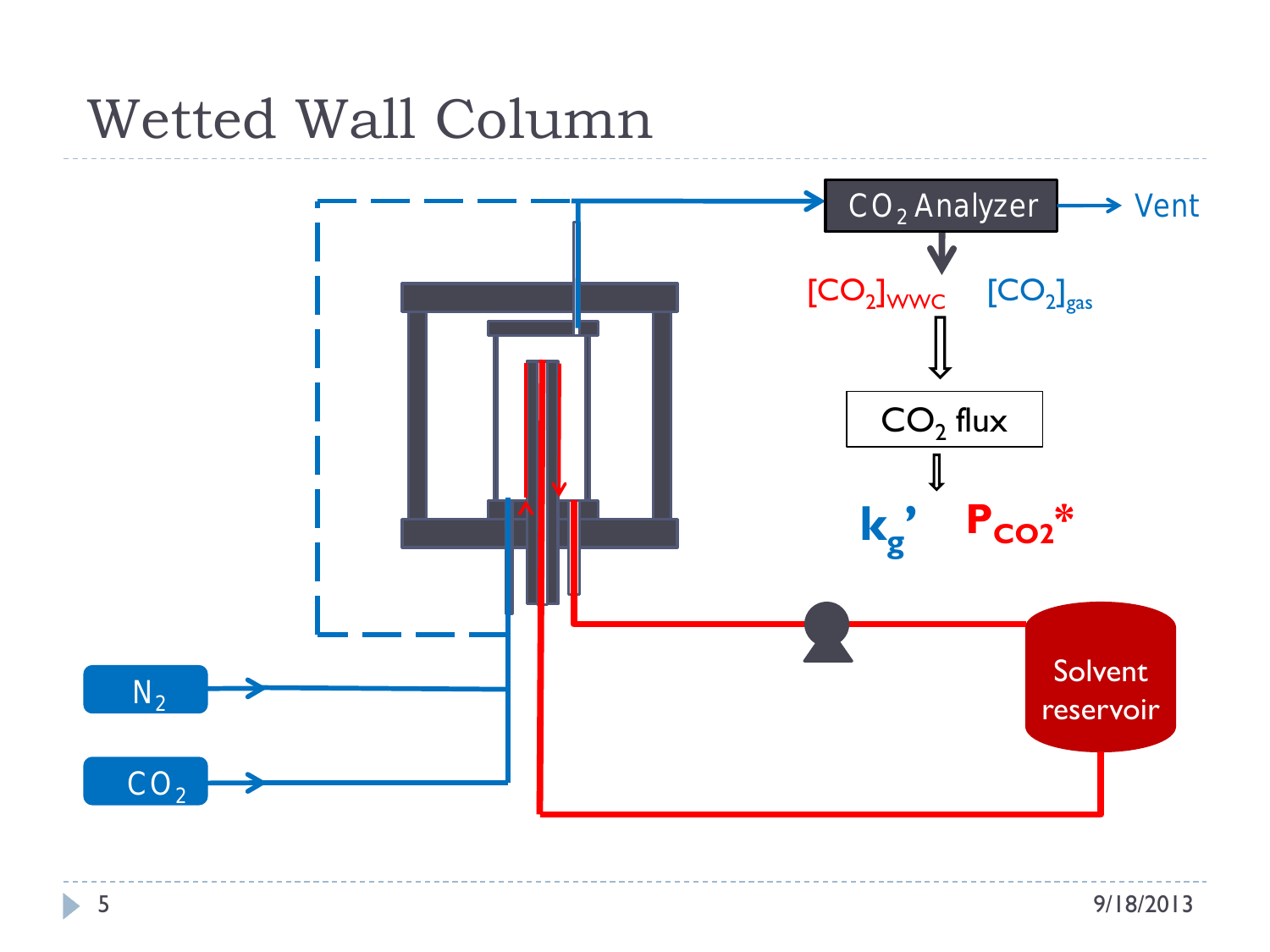# Wetted Wall Column

$N_2$

$CO_2$

$CO_2$ Analyzer → Vent

$[CO_2]_{WWC}$ $[CO_2]_{gas}$

$CO_2$ flux

$k_g'$ $P_{CO_2}^*$

Solvent reservoir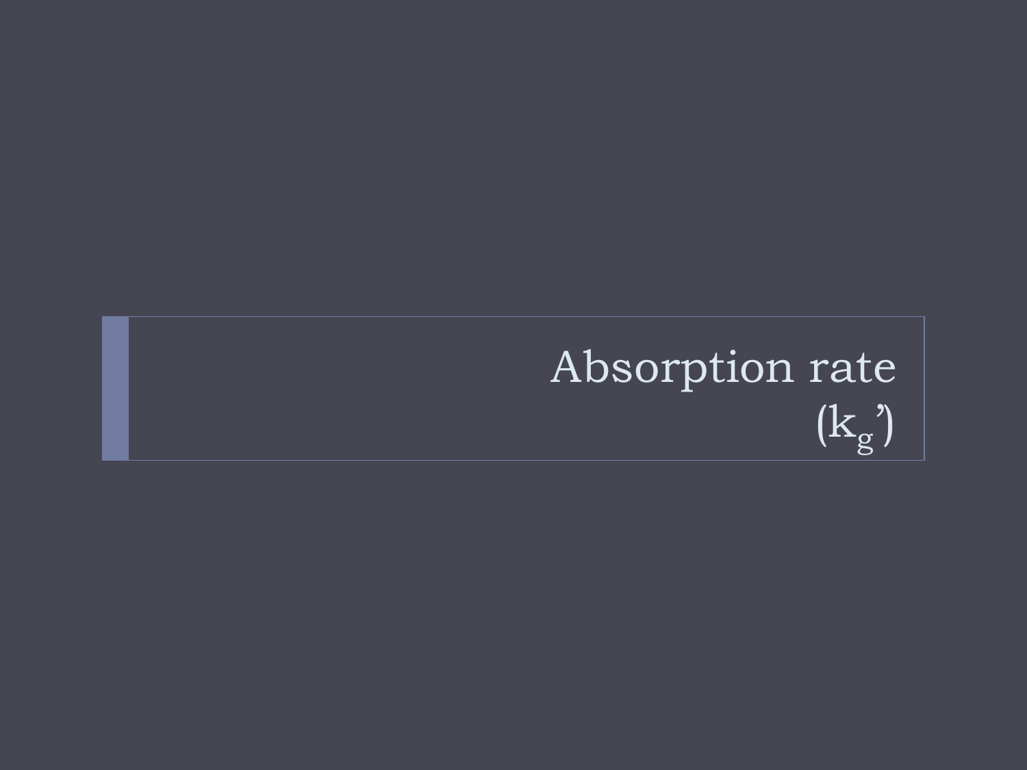# Absorption rate ($k_g$')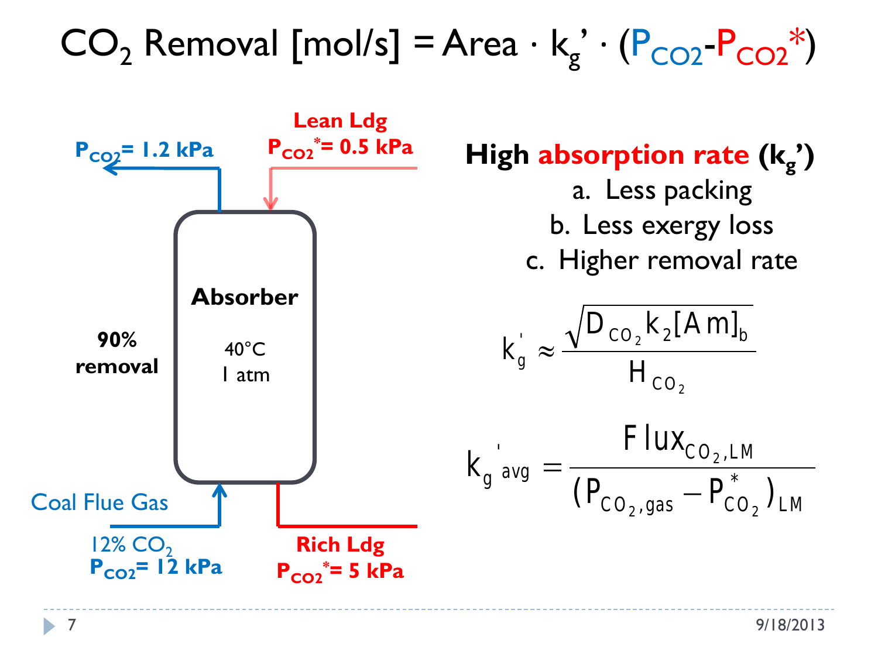# $CO_2$ Removal [mol/s] = Area · $k_g'$ · ($P_{CO2}$-$P_{CO2}^*$)

$P_{CO2}$= 1.2 kPa

**Lean Ldg**
$P_{CO2}^*$= 0.5 kPa

**Absorber**

40°C
1 atm

**90% removal**

Coal Flue Gas

12% $CO_2$
$P_{CO2}$= 12 kPa

**Rich Ldg**
$P_{CO2}^*$= 5 kPa

**High absorption rate ($k_g$')**

a. Less packing
b. Less exergy loss
c. Higher removal rate

$$k_g' \approx \frac{\sqrt{D_{CO_2} k_2 [Am]_b}}{H_{CO_2}}$$

$$k_g'{}_{avg} = \frac{Flux_{CO_2,LM}}{(P_{CO_2,gas} - P_{CO_2}^*)_{LM}}$$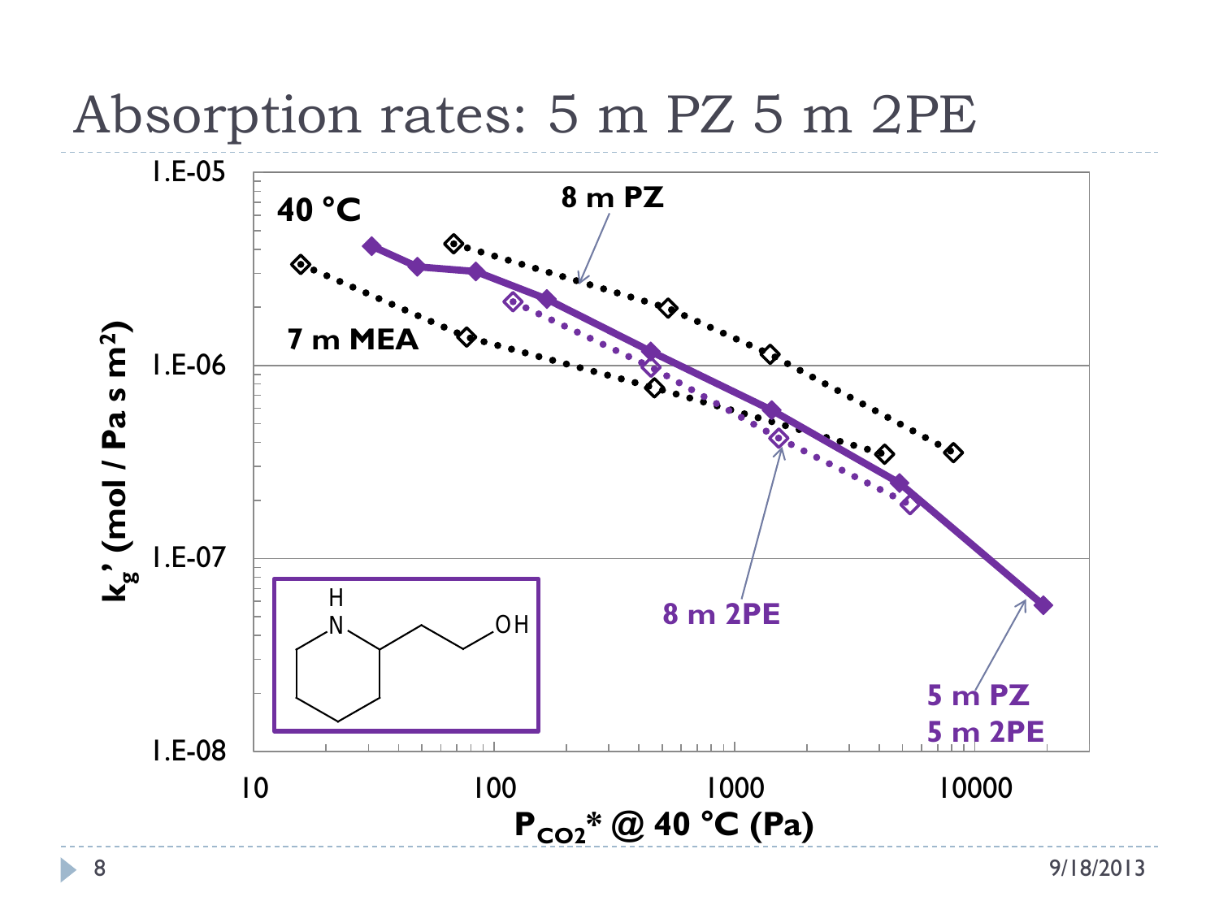# Absorption rates: 5 m PZ 5 m 2PE

40 °C

8 m PZ

7 m MEA

8 m 2PE

5 m PZ
5 m 2PE

$k_g'$ (mol / Pa s m$^2$)

$P_{CO_2}$* @ 40 °C (Pa)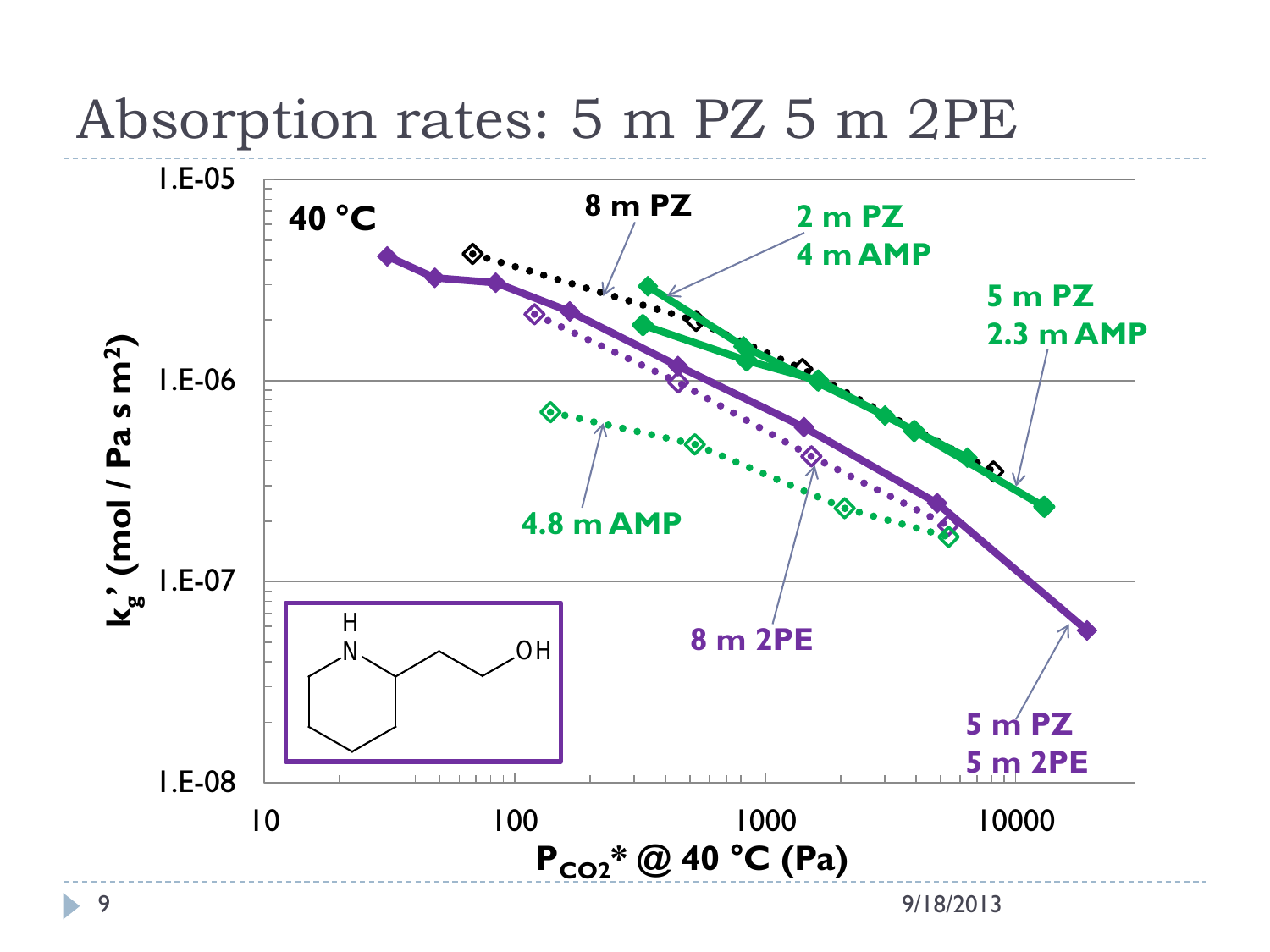# Absorption rates: 5 m PZ 5 m 2PE

40 °C

8 m PZ

2 m PZ 4 m AMP

5 m PZ 2.3 m AMP

4.8 m AMP

8 m 2PE

5 m PZ 5 m 2PE

$k_g$' (mol / Pa s m$^2$)

$P_{CO_2}$* @ 40 °C (Pa)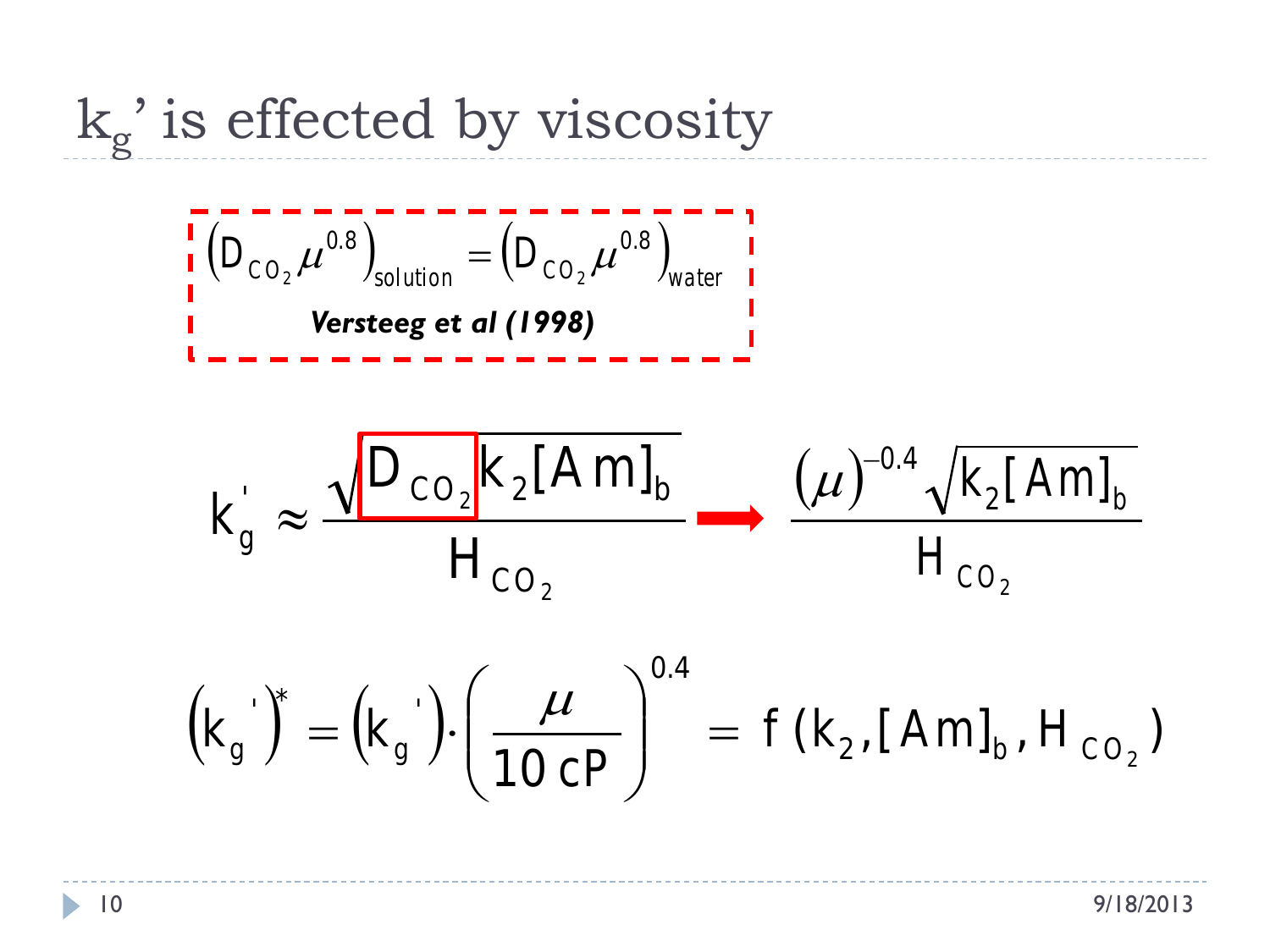# $k_g$' is effected by viscosity

$$\left(D_{CO_2}\mu^{0.8}\right)_{solution} = \left(D_{CO_2}\mu^{0.8}\right)_{water}$$

***Versteeg et al (1998)***

$$k_g^{'} \approx \frac{\sqrt{D_{CO_2} k_2 [Am]_b}}{H_{CO_2}} \Rightarrow \frac{(\mu)^{-0.4}\sqrt{k_2 [Am]_b}}{H_{CO_2}}$$

$$\left(k_g^{'}\right)^{*} = \left(k_g^{'}\right)\cdot\left(\frac{\mu}{10\ cP}\right)^{0.4} = f\left(k_2, [Am]_b, H_{CO_2}\right)$$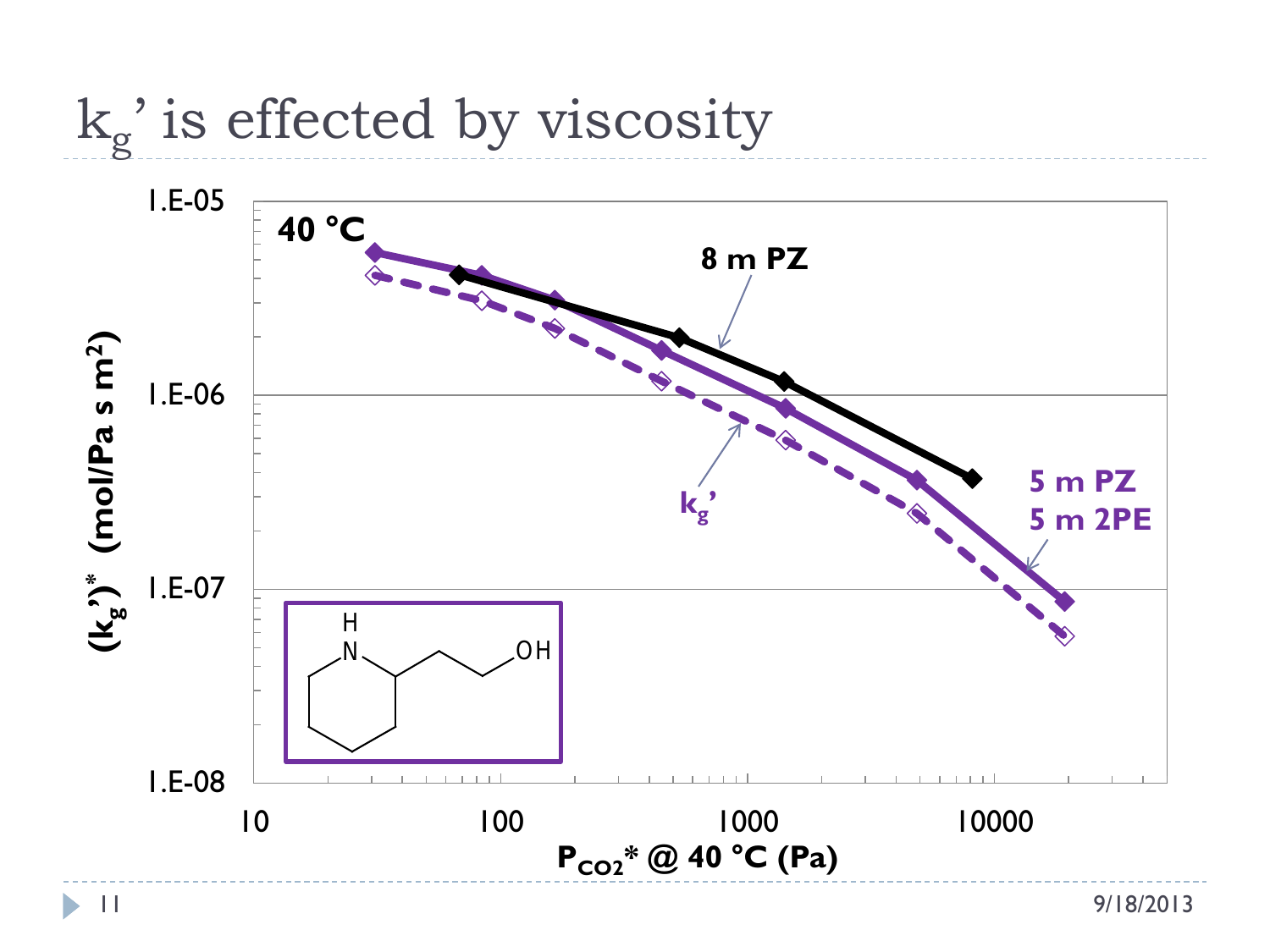# $k_g$' is effected by viscosity

40 °C

$(k_g')^*$ (mol/Pa s m$^2$)

$P_{CO_2}^*$ @ 40 °C (Pa)

8 m PZ

$k_g$'

5 m PZ
5 m 2PE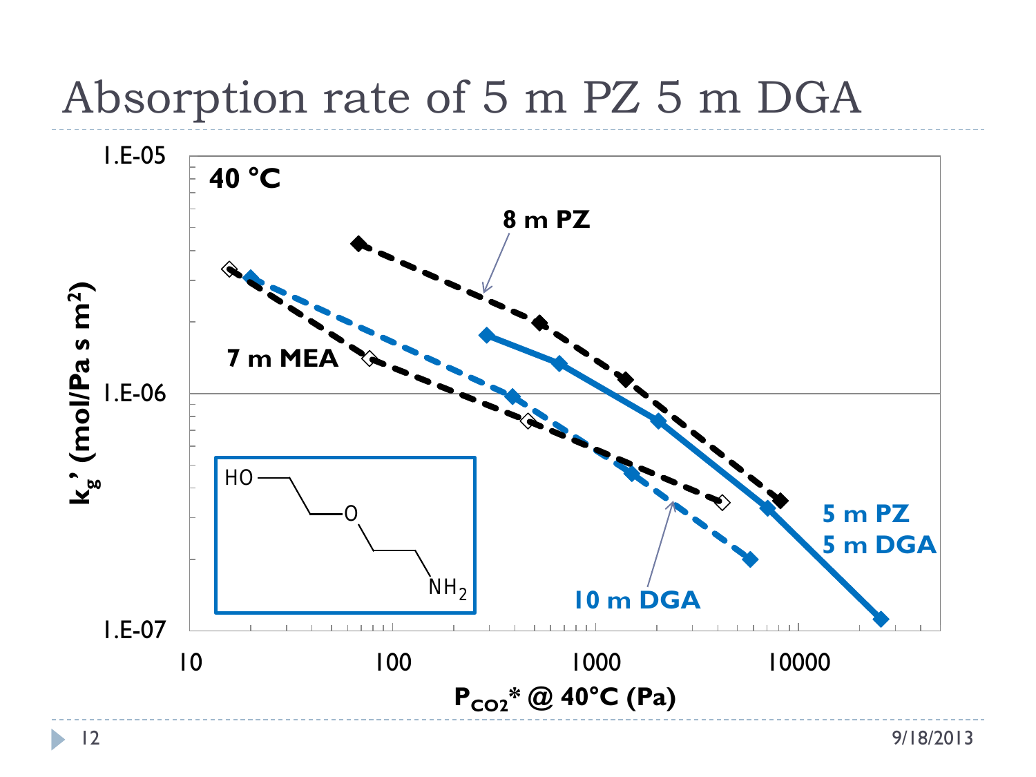# Absorption rate of 5 m PZ 5 m DGA

40 °C

8 m PZ

7 m MEA

5 m PZ
5 m DGA

10 m DGA

$k_g'$ (mol/Pa s m$^2$)

$P_{CO2}$* @ 40°C (Pa)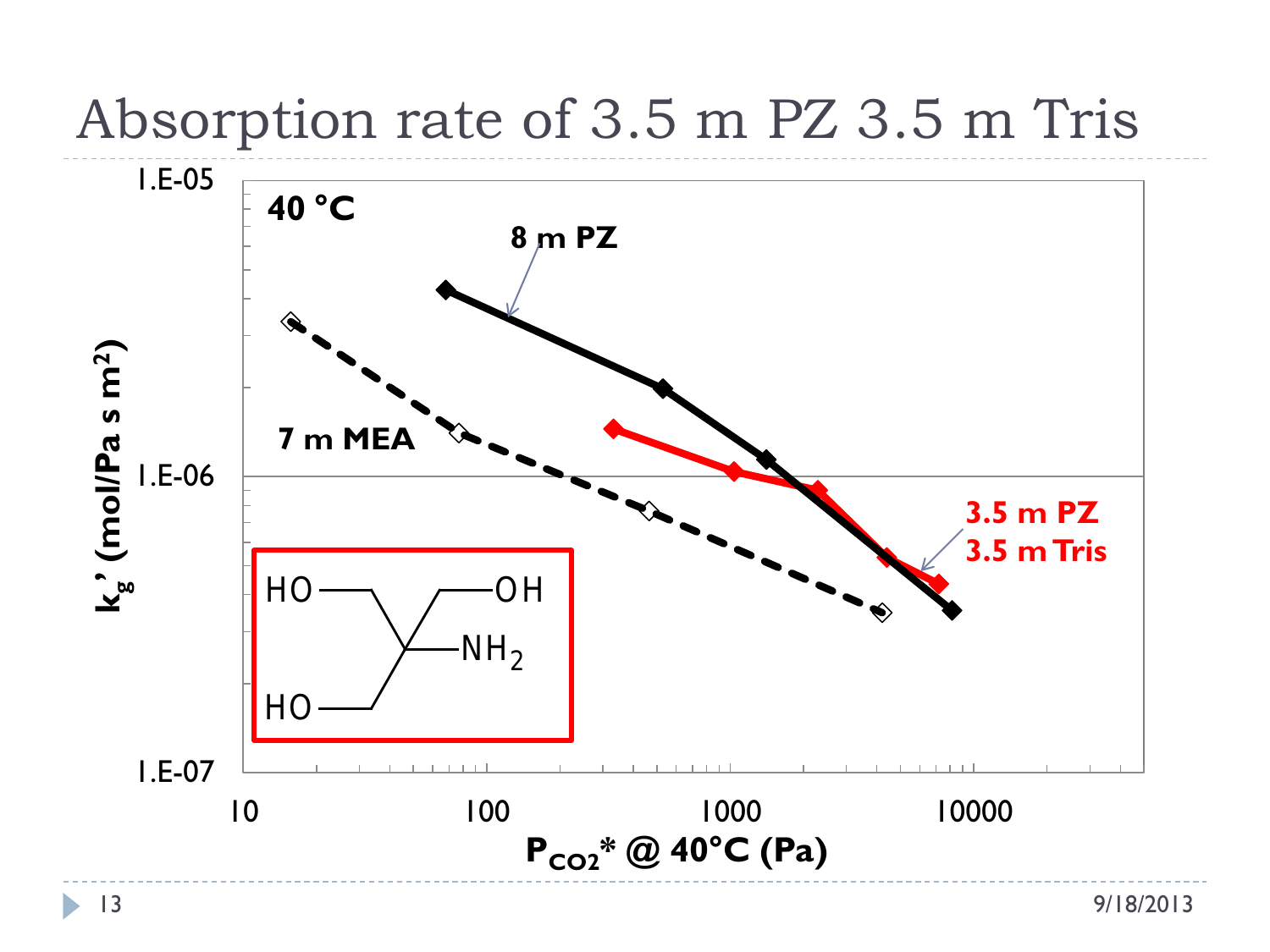# Absorption rate of 3.5 m PZ 3.5 m Tris

40 °C

8 m PZ

7 m MEA

3.5 m PZ
3.5 m Tris

$k_g$' (mol/Pa s m$^2$)

$P_{CO_2}$* @ 40°C (Pa)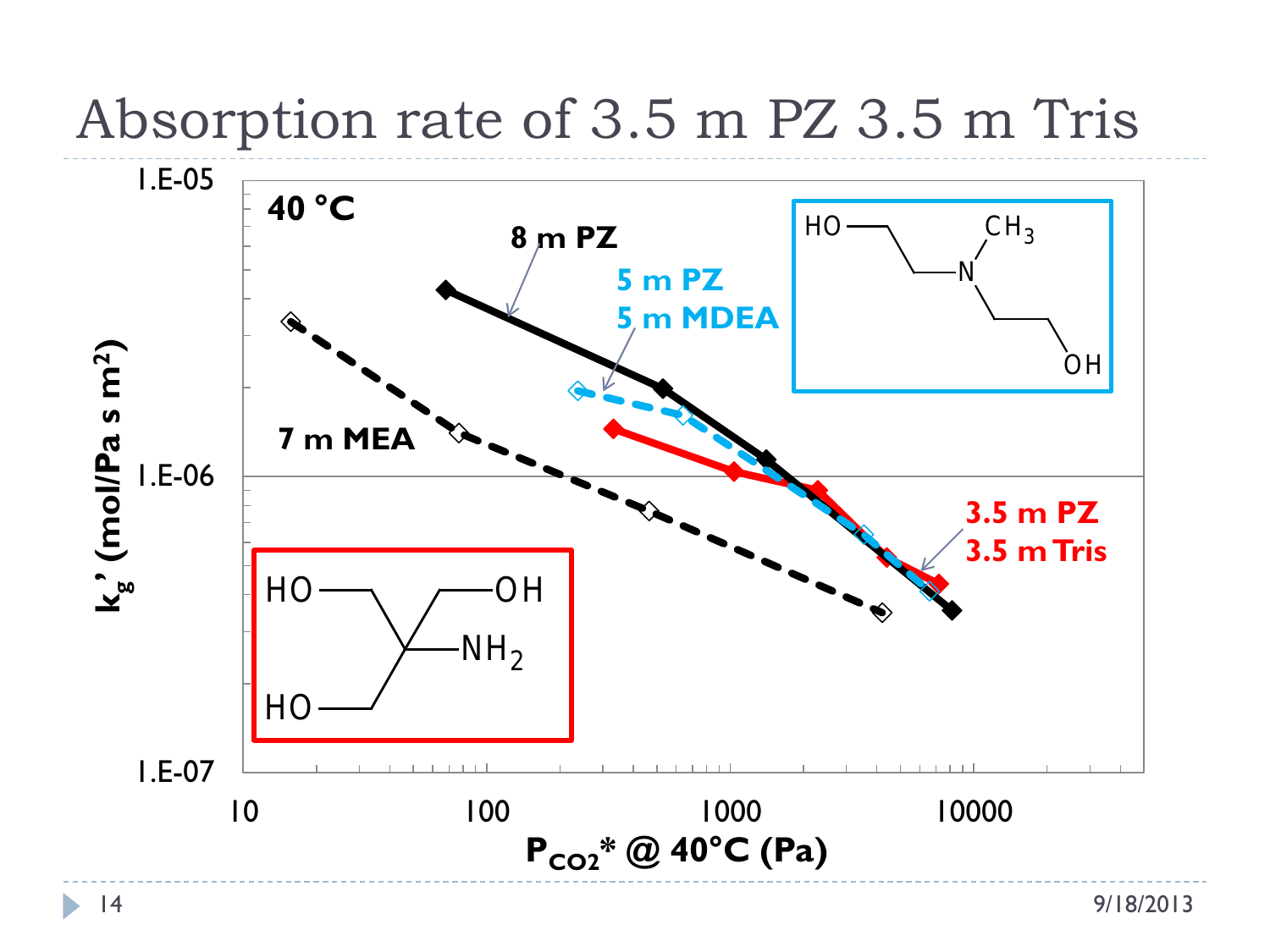# Absorption rate of 3.5 m PZ 3.5 m Tris

40 °C

8 m PZ

5 m PZ
5 m MDEA

7 m MEA

3.5 m PZ
3.5 m Tris

$k_g'$ (mol/Pa s m$^2$)

$P_{CO_2}$* @ 40°C (Pa)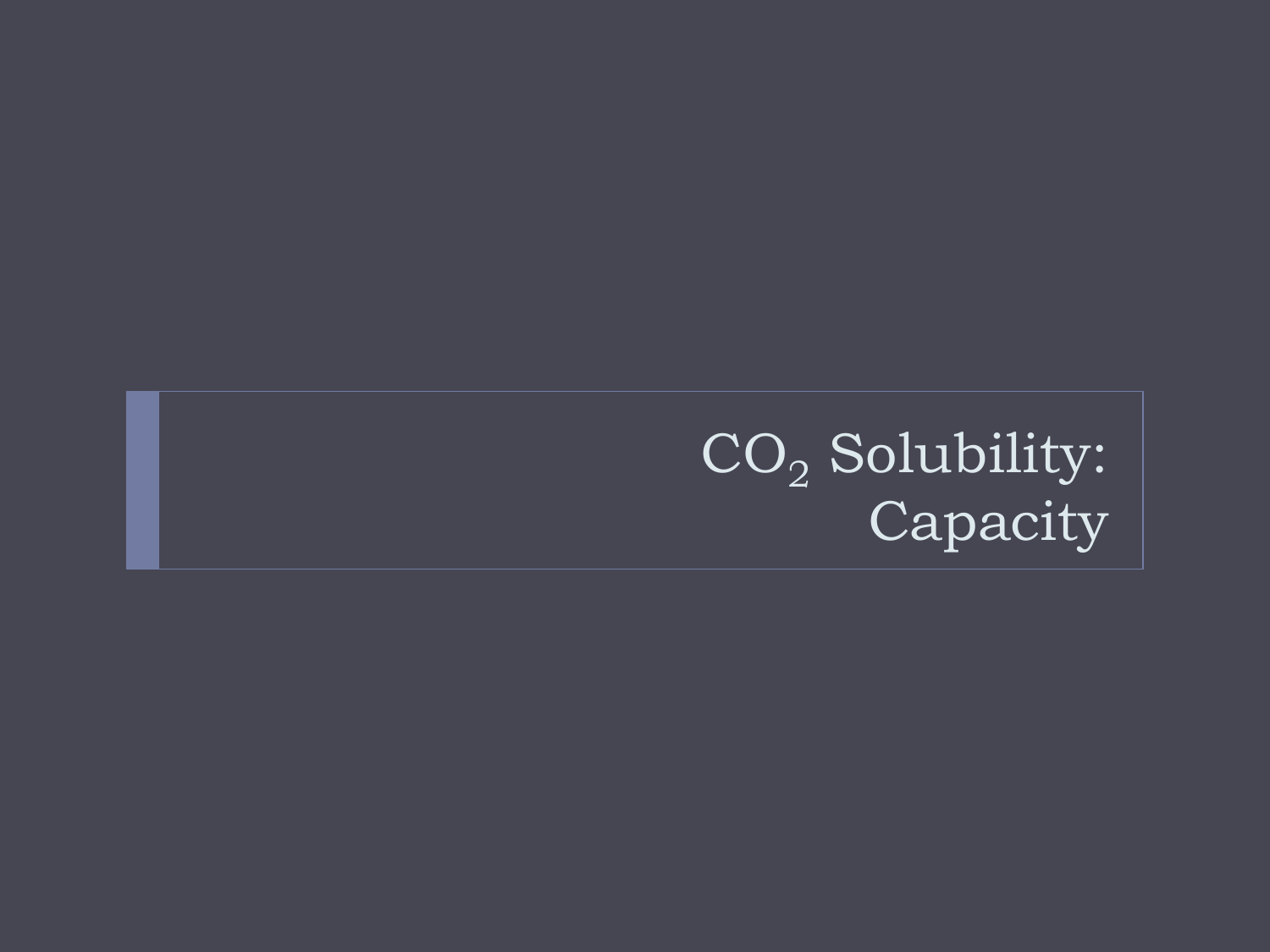# $CO_2$ Solubility: Capacity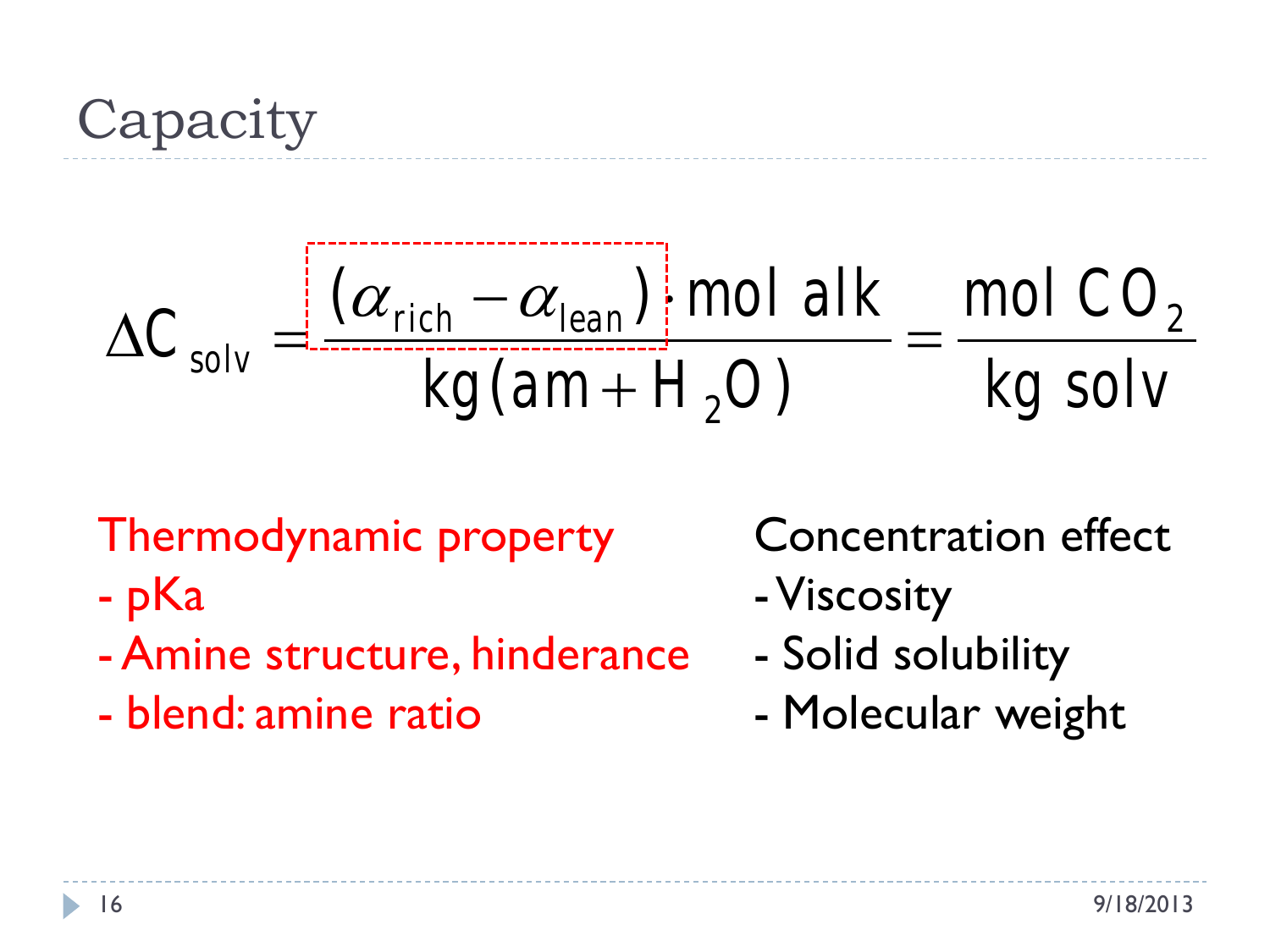# Capacity

$$\Delta C_{solv} = \frac{(\alpha_{rich} - \alpha_{lean}) \cdot \text{mol alk}}{\text{kg}(am + H_2O)} = \frac{\text{mol } CO_2}{\text{kg solv}}$$

Thermodynamic property

- pKa
- Amine structure, hinderance
- blend: amine ratio

Concentration effect

- Viscosity
- Solid solubility
- Molecular weight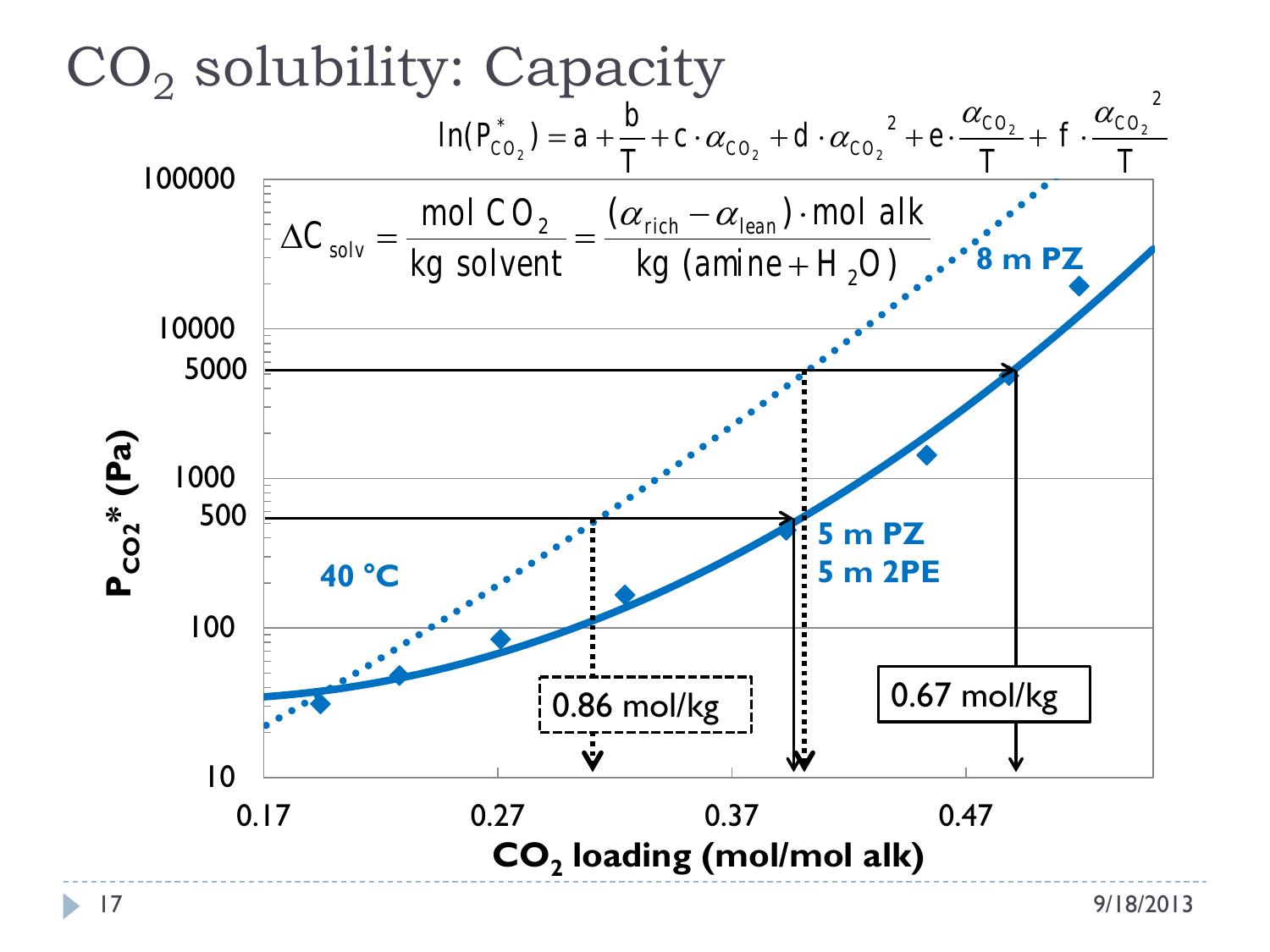# $CO_2$ solubility: Capacity

$$\ln(P^*_{CO_2}) = a + \frac{b}{T} + c \cdot \alpha_{CO_2} + d \cdot \alpha_{CO_2}^{\ 2} + e \cdot \frac{\alpha_{CO_2}}{T} + f \cdot \frac{\alpha_{CO_2}^{\ 2}}{T}$$

$$\Delta C_{solv} = \frac{\text{mol } CO_2}{\text{kg solvent}} = \frac{(\alpha_{rich} - \alpha_{lean}) \cdot \text{mol alk}}{\text{kg (amine} + H_2O)}$$

- 8 m PZ
- 5 m PZ / 5 m 2PE
- 40 °C
- 0.86 mol/kg
- 0.67 mol/kg

$P_{CO_2}^*$ (Pa) vs. $CO_2$ loading (mol/mol alk)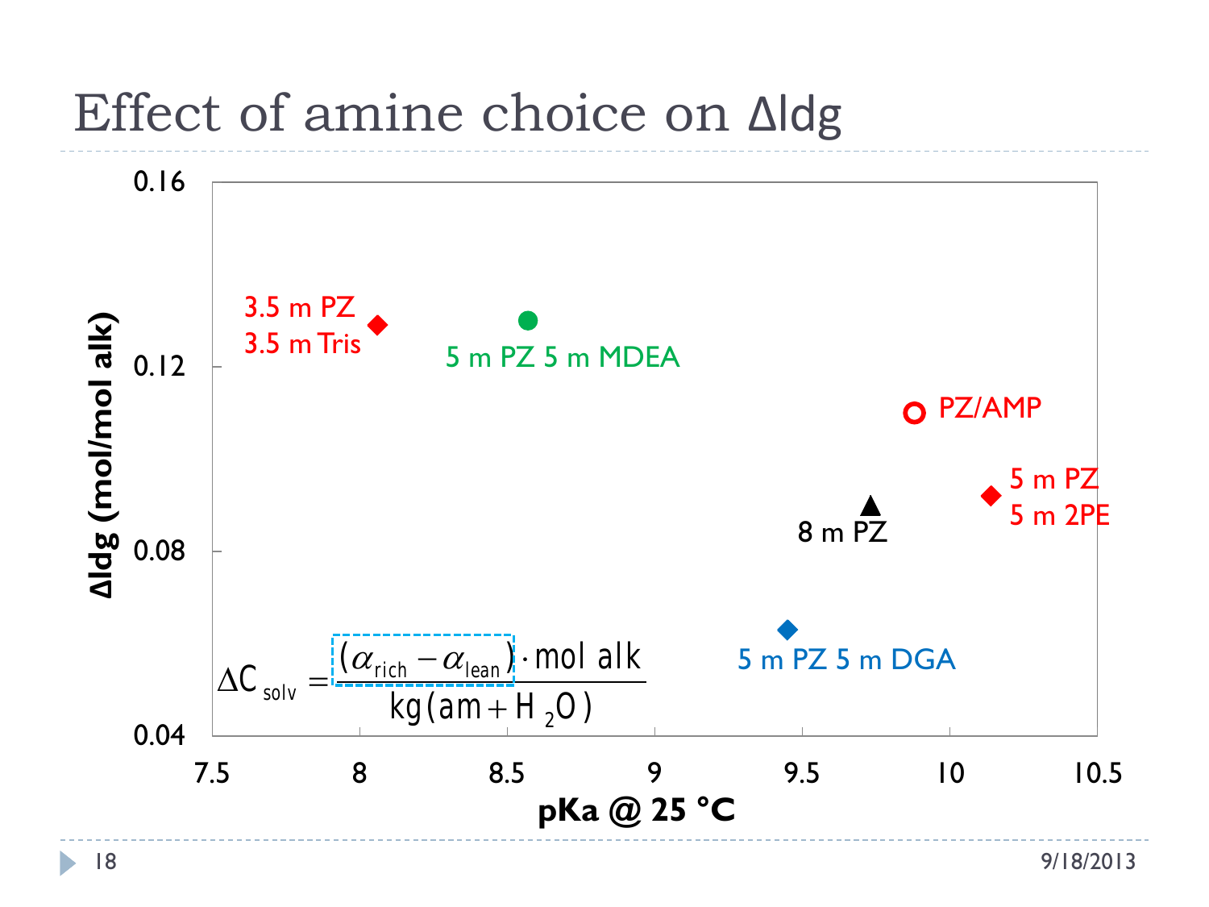# Effect of amine choice on Δldg

$$\Delta C_{solv} = \frac{(\alpha_{rich} - \alpha_{lean}) \cdot \text{mol alk}}{\text{kg}(\text{am} + H_2O)}$$

Chart: Δldg (mol/mol alk) vs. pKa @ 25 °C

| Solvent | pKa @ 25 °C (approx.) | Δldg (mol/mol alk) (approx.) |
|---|---|---|
| 3.5 m PZ 3.5 m Tris | 8.07 | 0.129 |
| 5 m PZ 5 m MDEA | 8.57 | 0.130 |
| PZ/AMP | 9.88 | 0.110 |
| 5 m PZ 5 m 2PE | 10.14 | 0.092 |
| 8 m PZ | 9.73 | 0.089 |
| 5 m PZ 5 m DGA | 9.45 | 0.063 |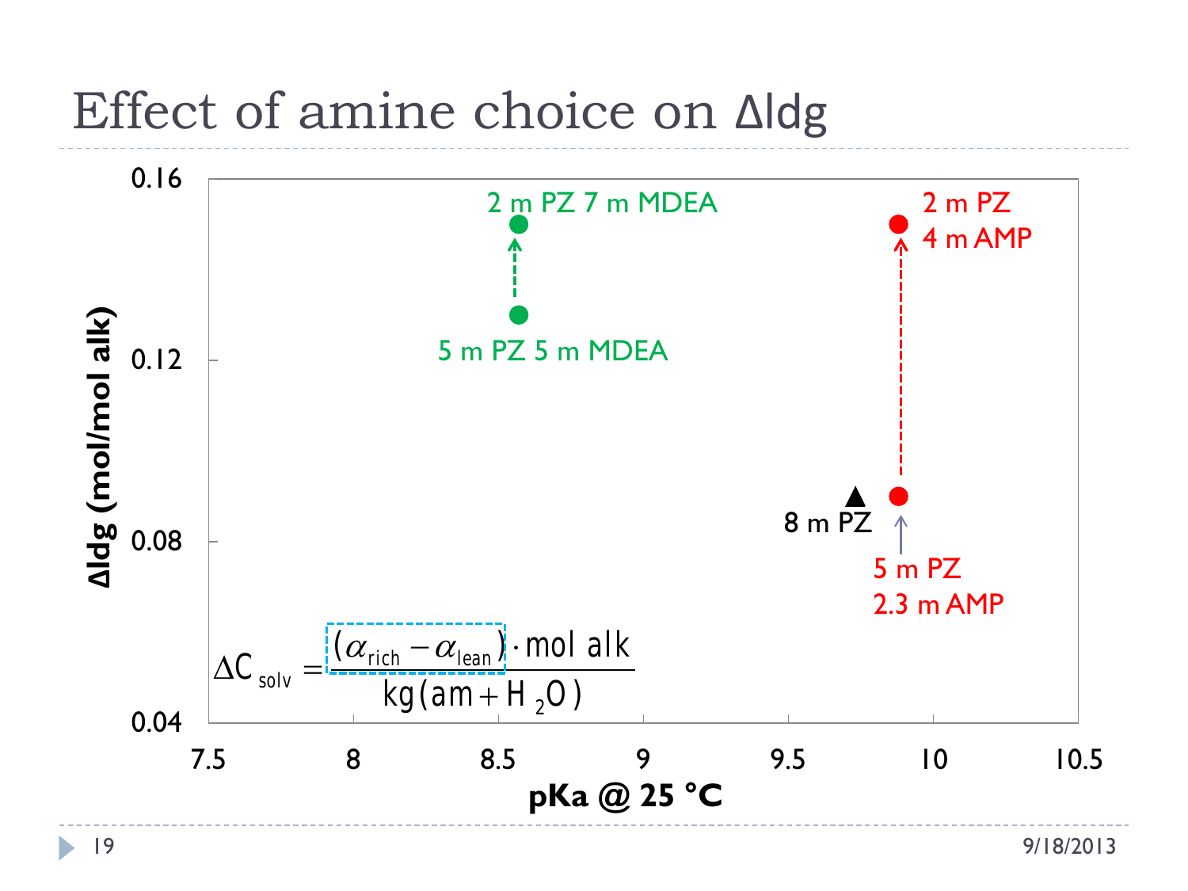# Effect of amine choice on Δldg

| Solvent | pKa @ 25 °C | Δldg (mol/mol alk) |
|---|---|---|
| 5 m PZ 5 m MDEA | ~8.57 | ~0.13 |
| 2 m PZ 7 m MDEA | ~8.57 | ~0.15 |
| 8 m PZ | ~9.73 | ~0.09 |
| 5 m PZ 2.3 m AMP | ~9.88 | ~0.09 |
| 2 m PZ 4 m AMP | ~9.88 | ~0.15 |

$$\Delta C_{solv} = \frac{(\alpha_{rich} - \alpha_{lean}) \cdot \text{mol alk}}{\text{kg}(\text{am} + H_2O)}$$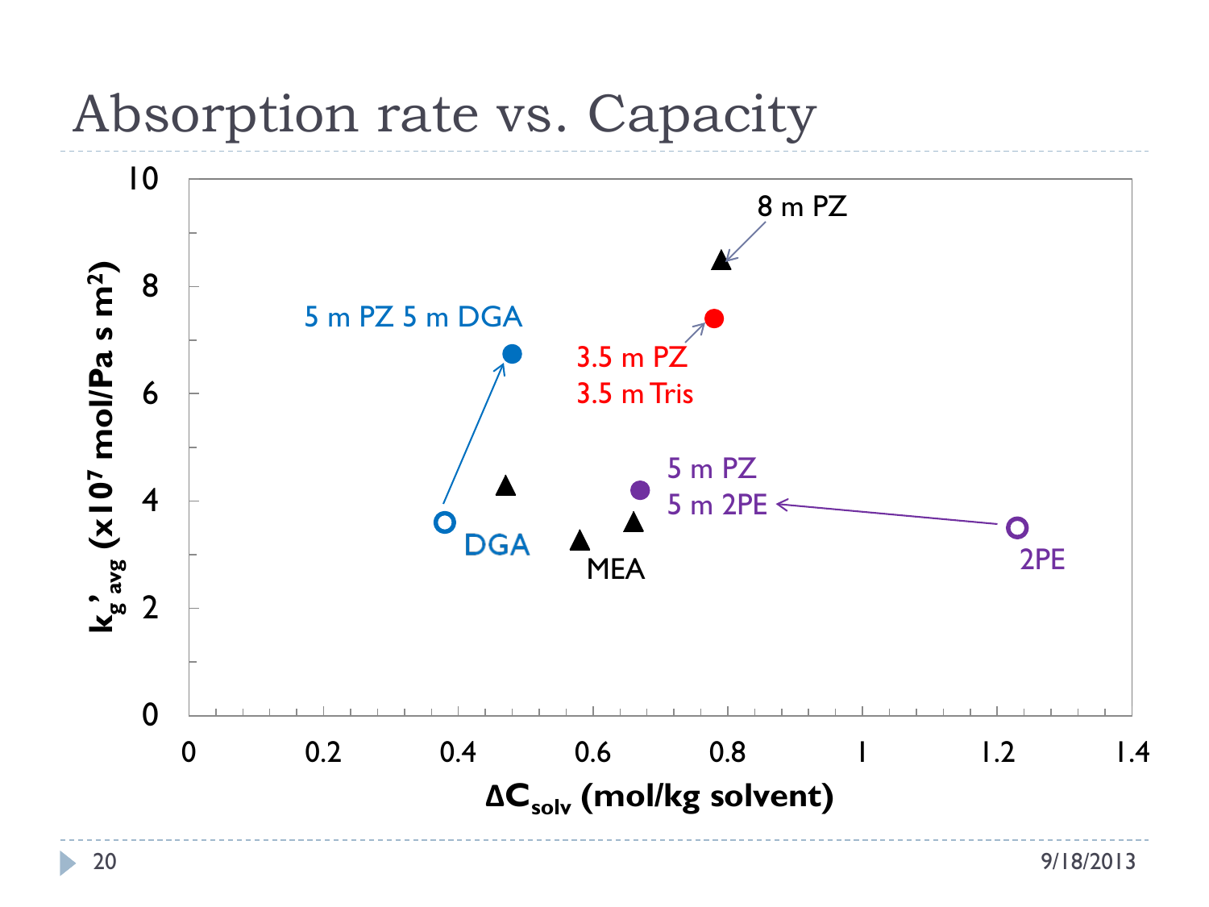# Absorption rate vs. Capacity

$k'_{g\,avg}$ ($\times 10^7$ mol/Pa s m$^2$)

$\Delta C_{solv}$ (mol/kg solvent)

8 m PZ

5 m PZ 5 m DGA

3.5 m PZ
3.5 m Tris

5 m PZ
5 m 2PE

DGA

MEA

2PE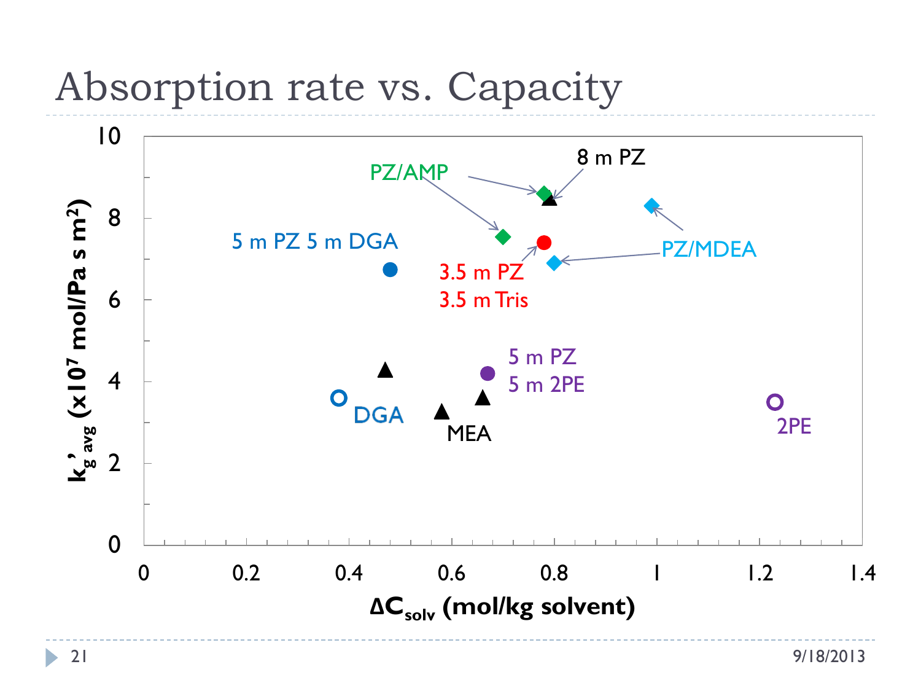# Absorption rate vs. Capacity

Chart data (approximate):

| Solvent | $\Delta C_{solv}$ (mol/kg solvent) | $k'_{g\,avg}$ ($\times 10^7$ mol/Pa s $m^2$) |
|---|---|---|
| 8 m PZ | 0.79 | 8.5 |
| PZ/AMP | 0.78 | 8.6 |
| PZ/AMP | 0.70 | 7.55 |
| PZ/MDEA | 0.99 | 8.3 |
| PZ/MDEA | 0.80 | 6.9 |
| 3.5 m PZ 3.5 m Tris | 0.78 | 7.4 |
| 5 m PZ 5 m DGA | 0.48 | 6.75 |
| 5 m PZ 5 m 2PE | 0.67 | 4.2 |
| DGA | 0.38 | 3.6 |
| MEA | 0.47 | 4.3 |
| MEA | 0.58 | 3.3 |
| MEA | 0.66 | 3.6 |
| 2PE | 1.23 | 3.5 |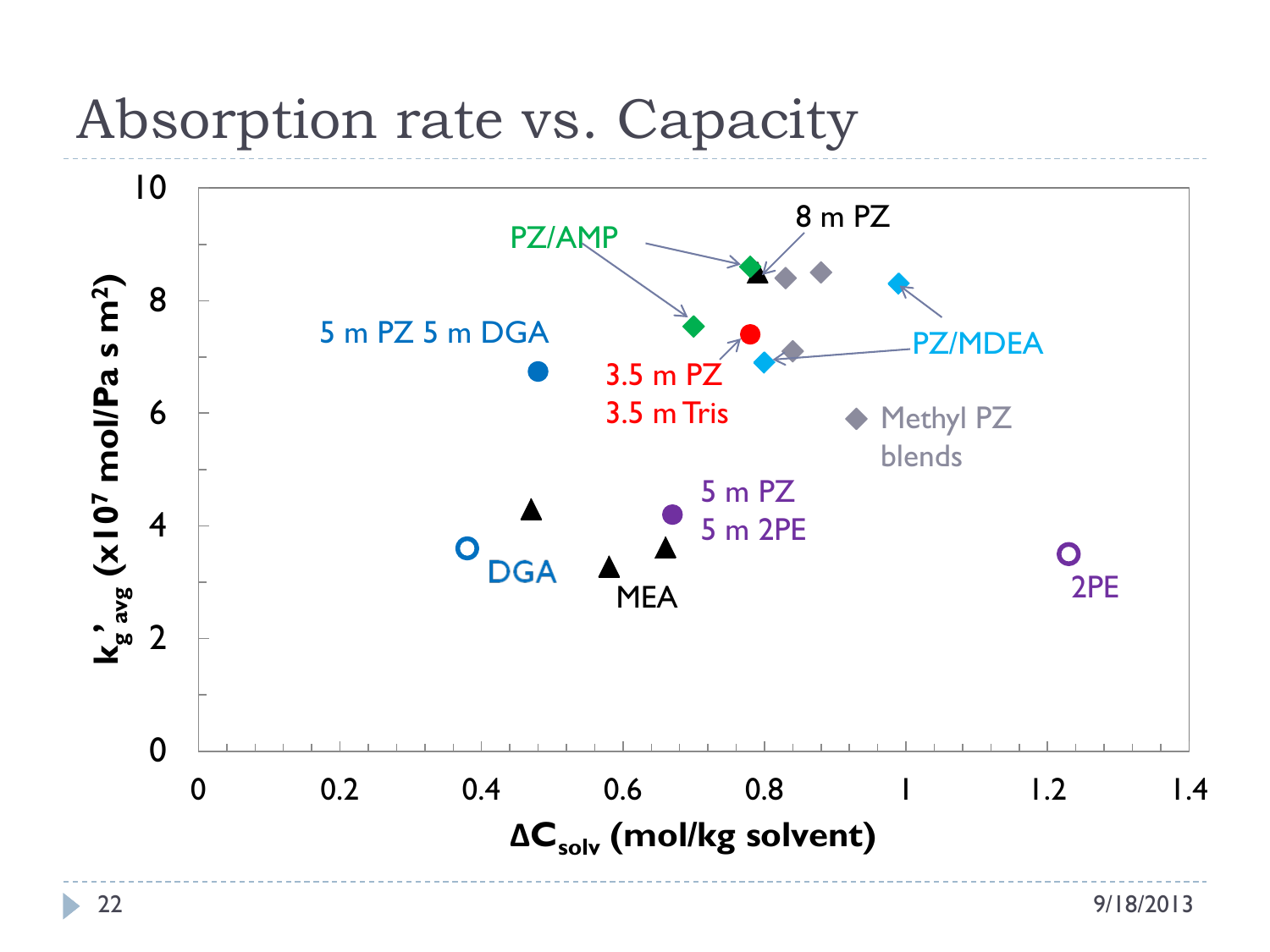# Absorption rate vs. Capacity

$k'_{g\,avg}$ ($\times 10^7$ mol/Pa s m$^2$)

$\Delta C_{solv}$ (mol/kg solvent)

PZ/AMP

8 m PZ

5 m PZ 5 m DGA

3.5 m PZ
3.5 m Tris

PZ/MDEA

Methyl PZ blends

5 m PZ
5 m 2PE

DGA

MEA

2PE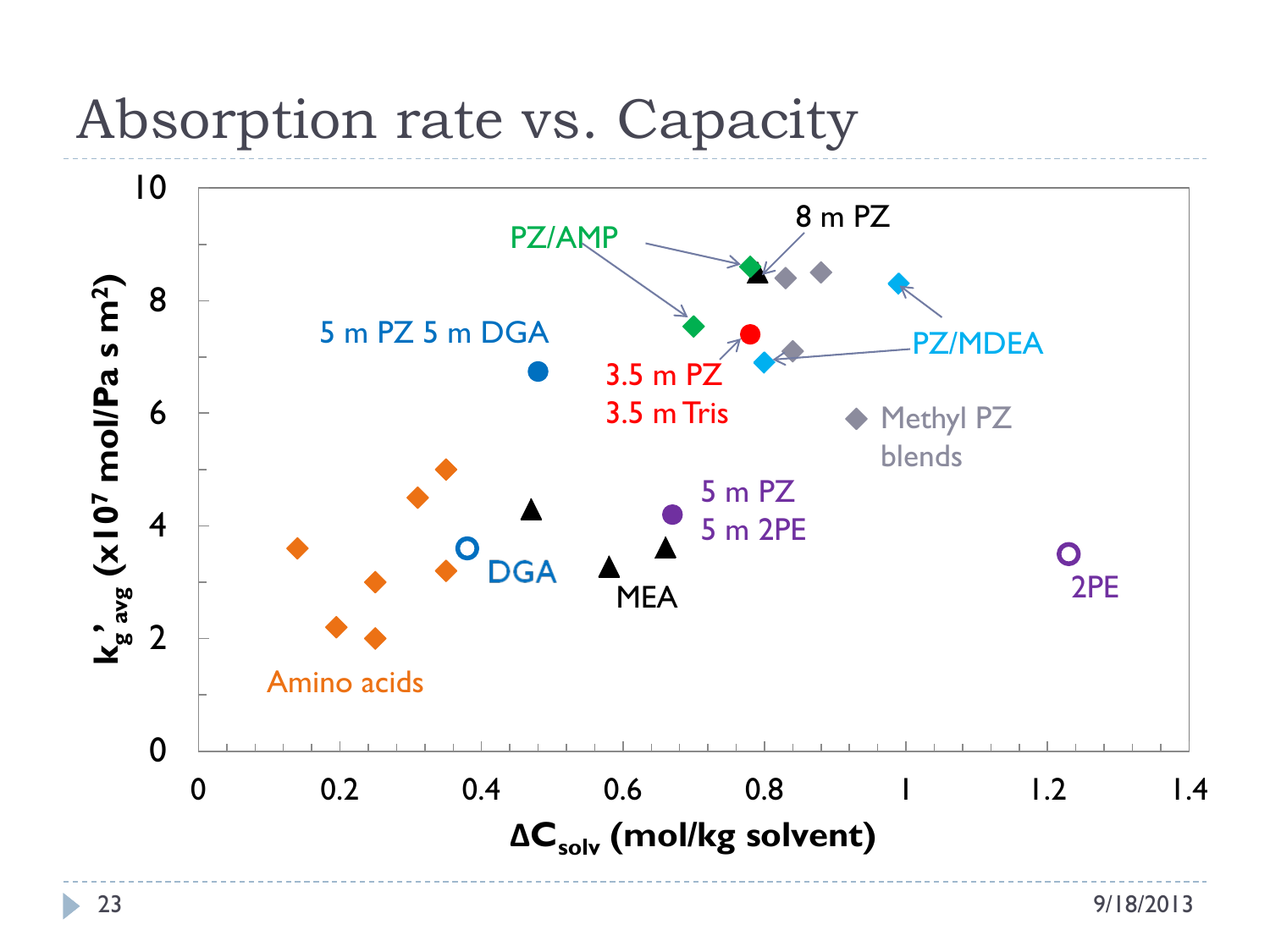# Absorption rate vs. Capacity

$k'_{g\,avg}$ ($\times 10^7$ mol/Pa s m$^2$)

$\Delta C_{solv}$ (mol/kg solvent)

PZ/AMP

8 m PZ

5 m PZ 5 m DGA

3.5 m PZ 3.5 m Tris

PZ/MDEA

Methyl PZ blends

5 m PZ 5 m 2PE

DGA

MEA

2PE

Amino acids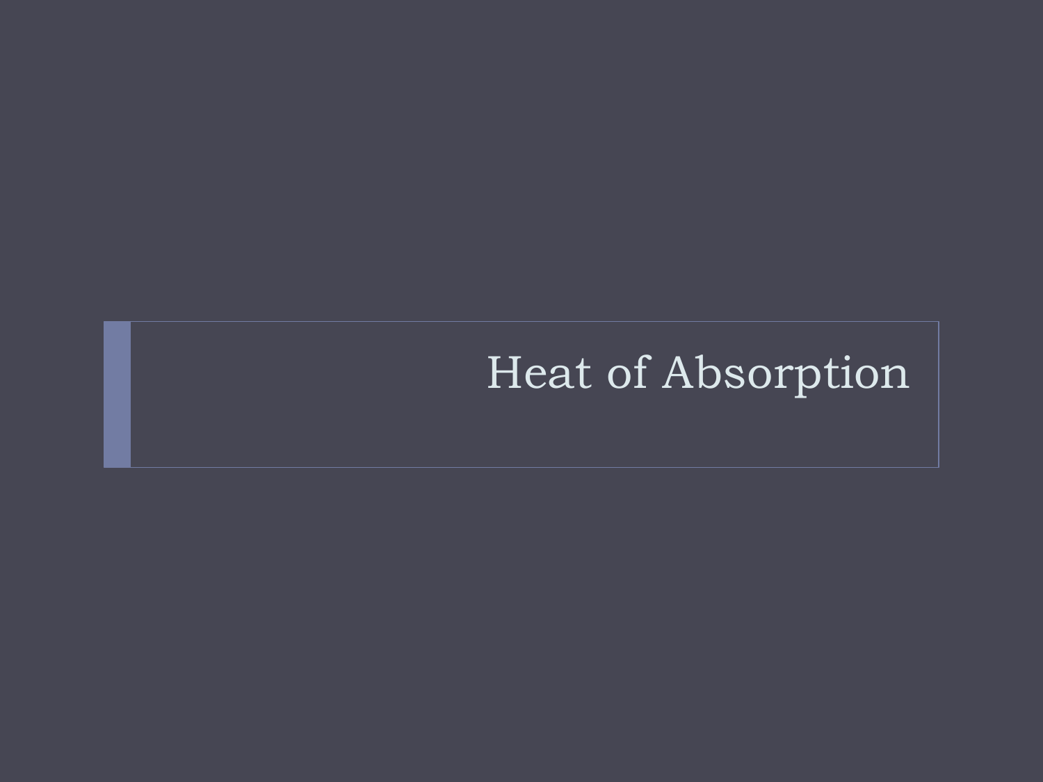# Heat of Absorption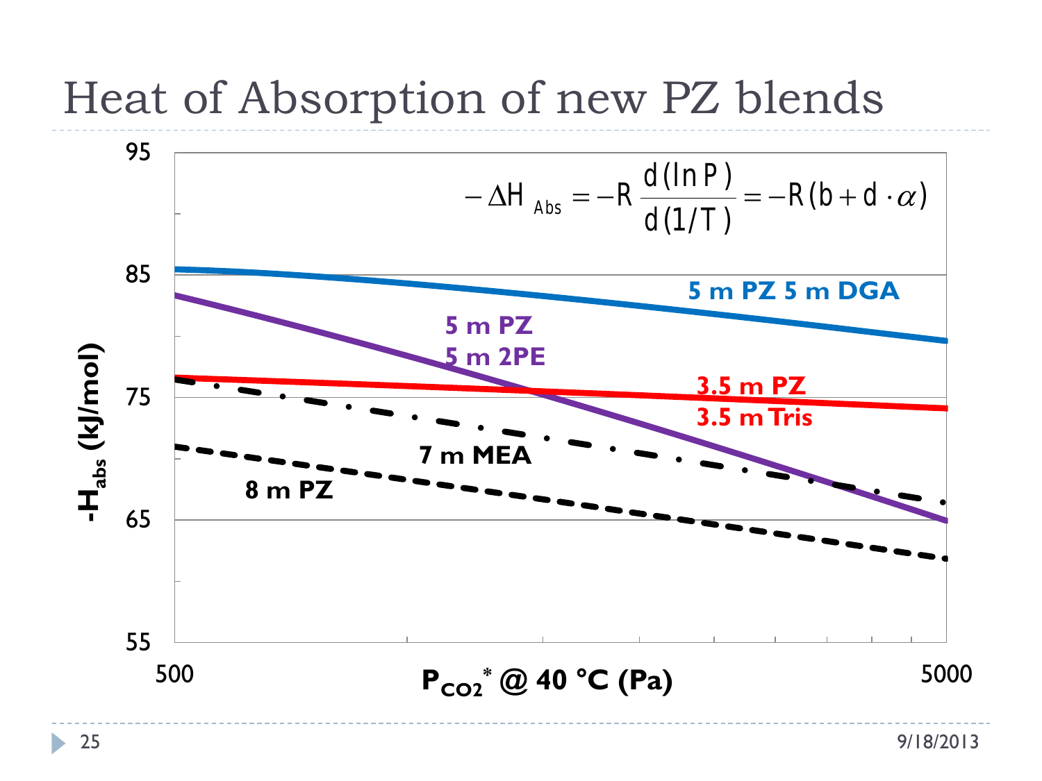# Heat of Absorption of new PZ blends

$$-\Delta H_{Abs} = -R\frac{d(\ln P)}{d(1/T)} = -R(b + d\cdot\alpha)$$

- $-H_{abs}$ (kJ/mol), axis range 55–95
- $P_{CO_2}^*$ @ 40 °C (Pa), axis range 500–5000

Series shown:

- 5 m PZ 5 m DGA
- 5 m PZ 5 m 2PE
- 3.5 m PZ 3.5 m Tris
- 7 m MEA
- 8 m PZ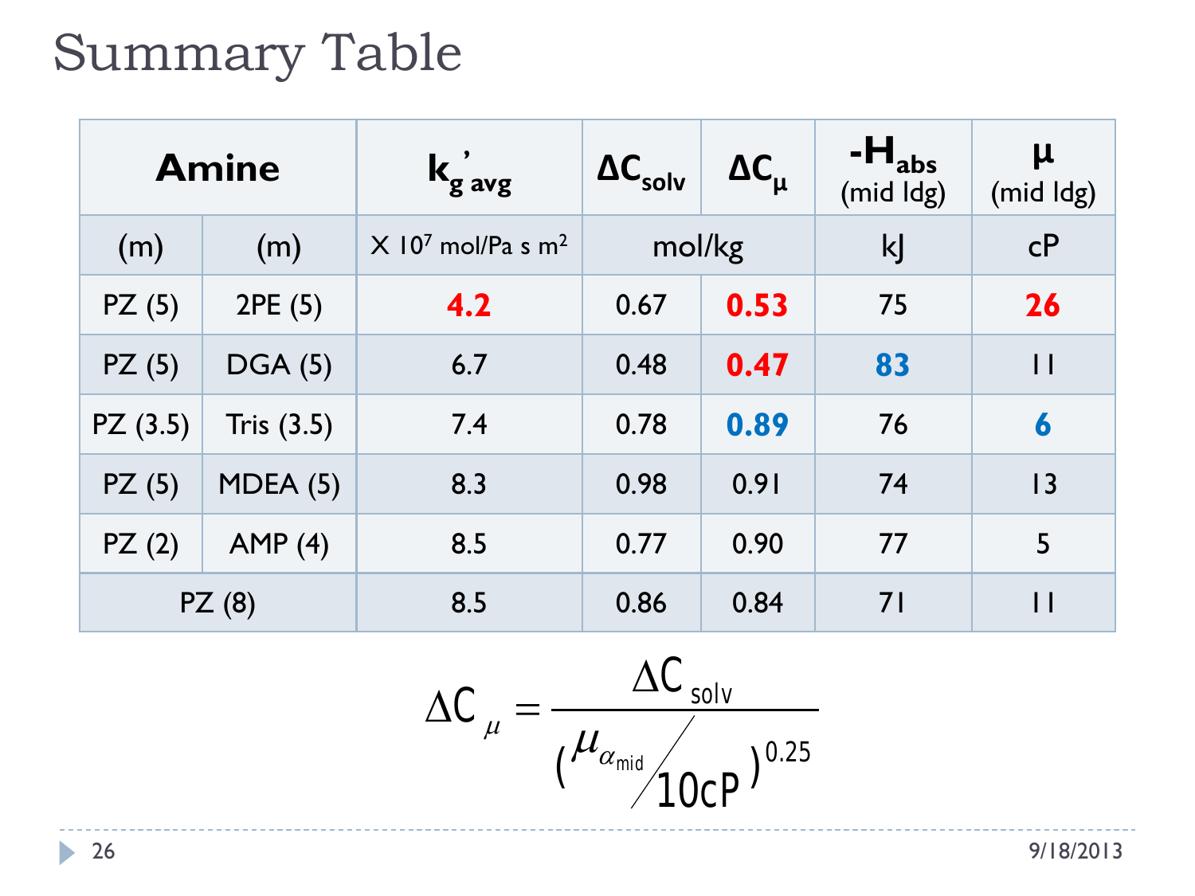# Summary Table

| Amine | | $k_{g\ avg}'$ | $\Delta C_{solv}$ | $\Delta C_{\mu}$ | $-H_{abs}$ (mid ldg) | $\mu$ (mid ldg) |
|---|---|---|---|---|---|---|
| (m) | (m) | X $10^7$ mol/Pa s $m^2$ | mol/kg | | kJ | cP |
| PZ (5) | 2PE (5) | **4.2** | 0.67 | **0.53** | 75 | **26** |
| PZ (5) | DGA (5) | 6.7 | 0.48 | **0.47** | **83** | 11 |
| PZ (3.5) | Tris (3.5) | 7.4 | 0.78 | **0.89** | 76 | **6** |
| PZ (5) | MDEA (5) | 8.3 | 0.98 | 0.91 | 74 | 13 |
| PZ (2) | AMP (4) | 8.5 | 0.77 | 0.90 | 77 | 5 |
| PZ (8) | | 8.5 | 0.86 | 0.84 | 71 | 11 |

$$\Delta C_{\mu} = \frac{\Delta C_{solv}}{\left( \mu_{\alpha_{mid}} / 10cP \right)^{0.25}}$$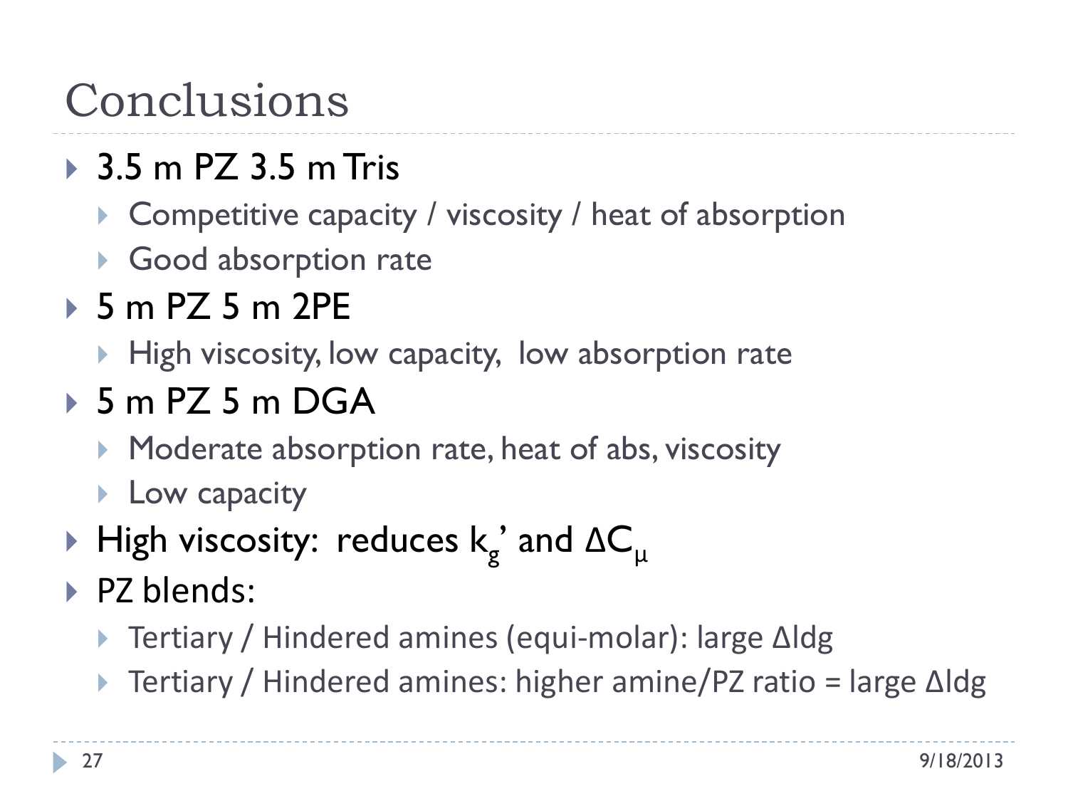# Conclusions

- 3.5 m PZ 3.5 m Tris
  - Competitive capacity / viscosity / heat of absorption
  - Good absorption rate
- 5 m PZ 5 m 2PE
  - High viscosity, low capacity, low absorption rate
- 5 m PZ 5 m DGA
  - Moderate absorption rate, heat of abs, viscosity
  - Low capacity
- High viscosity: reduces $k_g'$ and $\Delta C_\mu$
- PZ blends:
  - Tertiary / Hindered amines (equi-molar): large Δldg
  - Tertiary / Hindered amines: higher amine/PZ ratio = large Δldg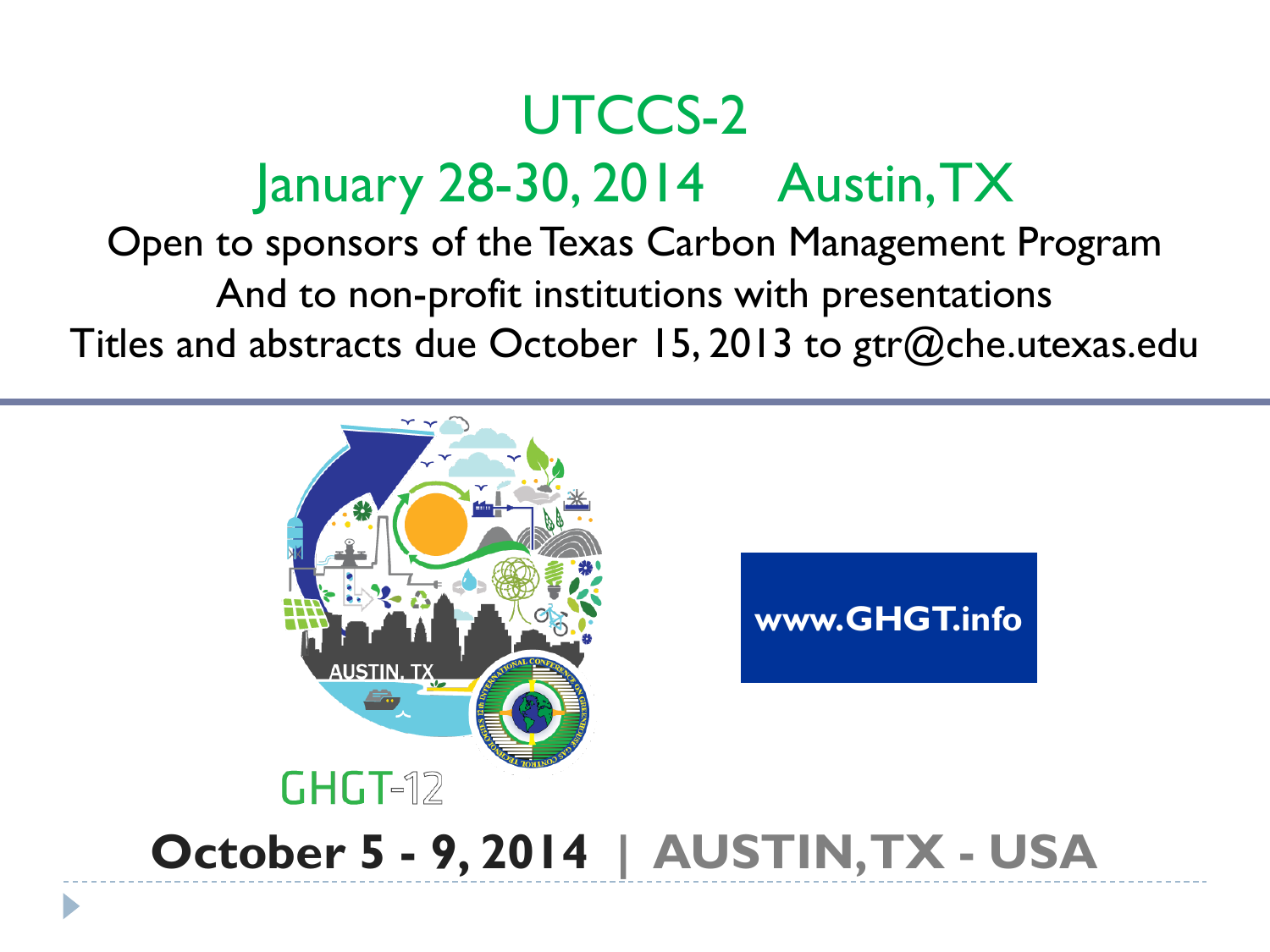# UTCCS-2

## January 28-30, 2014 Austin, TX

Open to sponsors of the Texas Carbon Management Program

And to non-profit institutions with presentations

Titles and abstracts due October 15, 2013 to gtr@che.utexas.edu

www.GHGT.info

GHGT-12

**October 5 - 9, 2014** | **AUSTIN, TX - USA**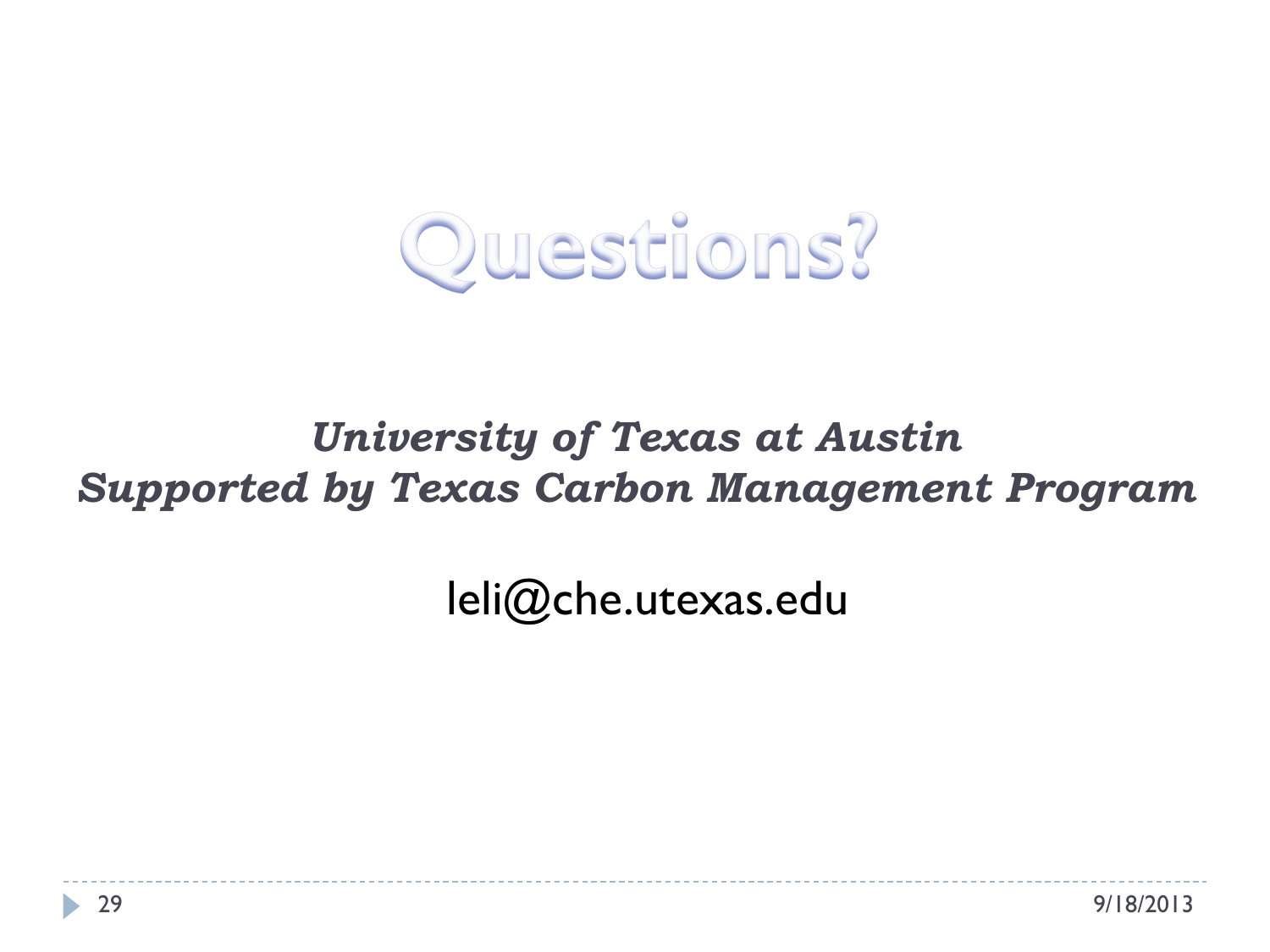# Questions?

***University of Texas at Austin***
***Supported by Texas Carbon Management Program***

leli@che.utexas.edu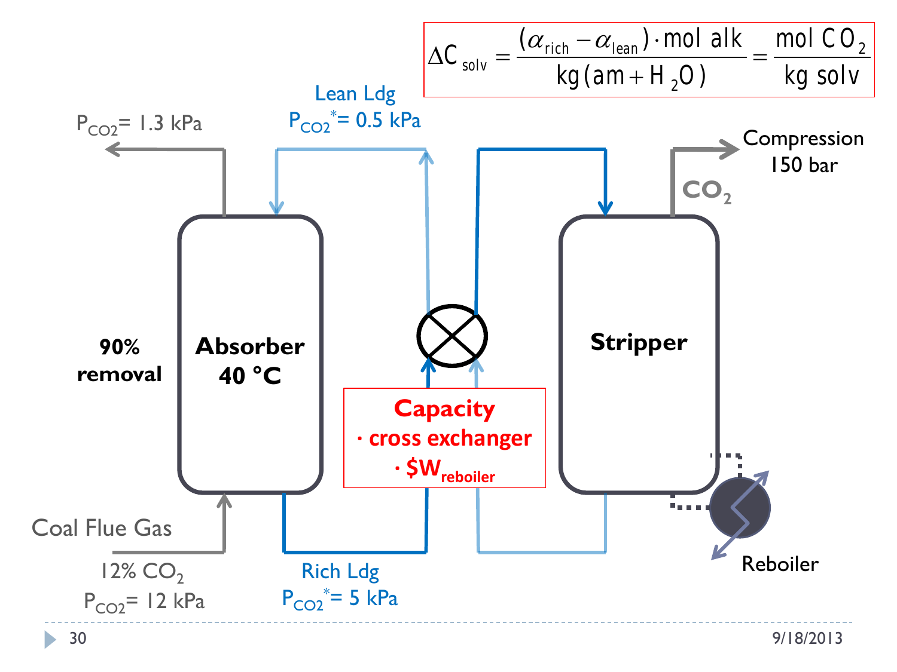$$\Delta C_{solv} = \frac{(\alpha_{rich} - \alpha_{lean}) \cdot \text{mol alk}}{\text{kg}(\text{am} + H_2O)} = \frac{\text{mol } CO_2}{\text{kg solv}}$$

$P_{CO_2}$= 1.3 kPa

Lean Ldg
$P_{CO_2}^*$= 0.5 kPa

Compression
150 bar

$CO_2$

**90% removal**

**Absorber 40 °C**

**Stripper**

**Capacity**
- **cross exchanger**
- **$$W_{reboiler}$**

Coal Flue Gas
12% $CO_2$
$P_{CO_2}$= 12 kPa

Rich Ldg
$P_{CO_2}^*$= 5 kPa

Reboiler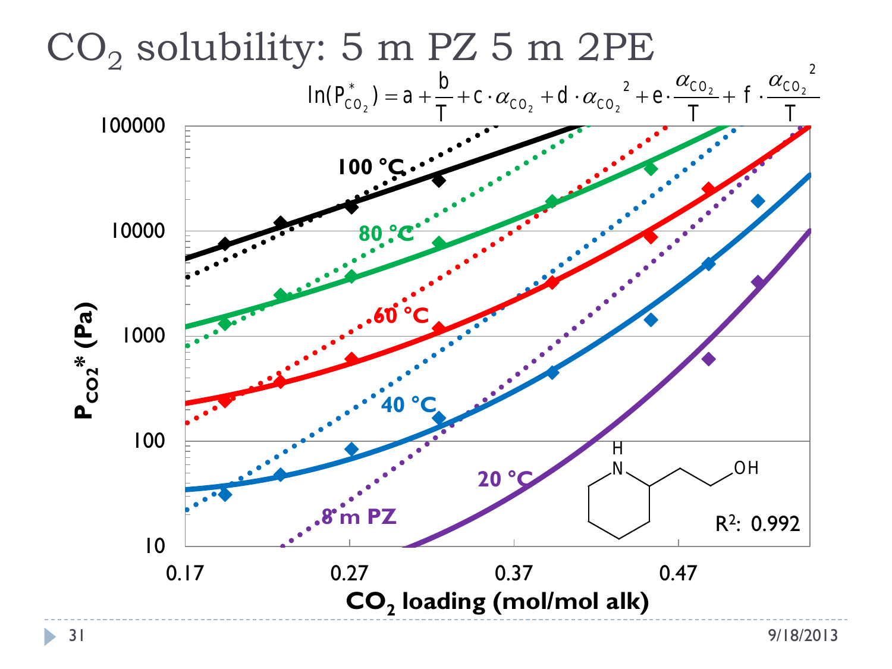# $CO_2$ solubility: 5 m PZ 5 m 2PE

$$\ln(P^*_{CO_2}) = a + \frac{b}{T} + c \cdot \alpha_{CO_2} + d \cdot \alpha_{CO_2}^{\,2} + e \cdot \frac{\alpha_{CO_2}}{T} + f \cdot \frac{\alpha_{CO_2}^{\,2}}{T}$$

$P_{CO_2}^*$ (Pa) vs. $CO_2$ loading (mol/mol alk)

Curves: 100 °C, 80 °C, 60 °C, 40 °C, 20 °C, 8 m PZ

$R^2$: 0.992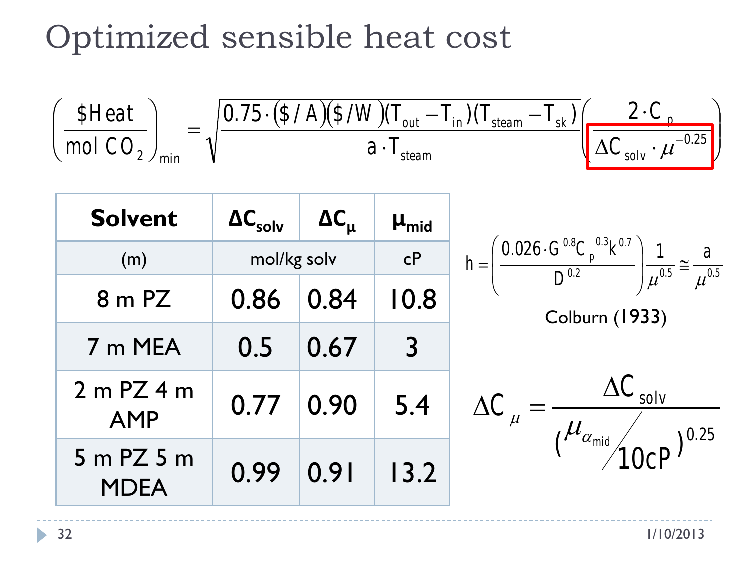# Optimized sensible heat cost

$$\left(\frac{\$Heat}{mol\ CO_2}\right)_{min} = \sqrt{\frac{0.75\cdot(\$/A)(\$/W)(T_{out}-T_{in})(T_{steam}-T_{sk})}{a\cdot T_{steam}}\left(\frac{2\cdot C_p}{\Delta C_{solv}\cdot\mu^{-0.25}}\right)}$$

| Solvent | $\Delta C_{solv}$ | $\Delta C_{\mu}$ | $\mu_{mid}$ |
|---|---|---|---|
| (m) | mol/kg solv | | cP |
| 8 m PZ | 0.86 | 0.84 | 10.8 |
| 7 m MEA | 0.5 | 0.67 | 3 |
| 2 m PZ 4 m AMP | 0.77 | 0.90 | 5.4 |
| 5 m PZ 5 m MDEA | 0.99 | 0.91 | 13.2 |

$$h = \left(\frac{0.026\cdot G^{0.8}C_p^{0.3}k^{0.7}}{D^{0.2}}\right)\frac{1}{\mu^{0.5}} \cong \frac{a}{\mu^{0.5}}$$

Colburn (1933)

$$\Delta C_{\mu} = \frac{\Delta C_{solv}}{\left(\mu_{\alpha_{mid}}/10cP\right)^{0.25}}$$